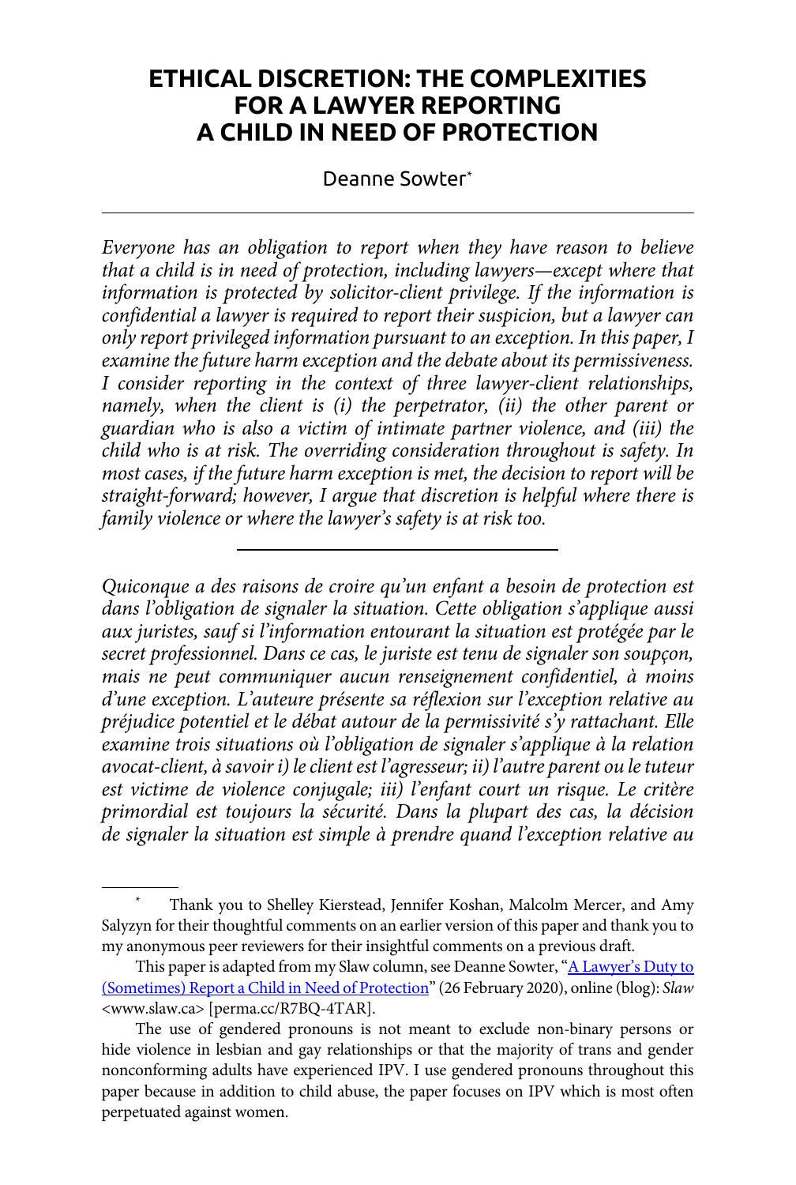# ETHICAL DISCRETION: THE COMPLEXITIES FOR A LAWYER REPORTING A CHILD IN NEED OF PROTECTION

Deanne Sowter*

*Everyone has an obligation to report when they have reason to believe that a child is in need of protection, including lawyers—except where that information is protected by solicitor-client privilege. If the information is confidential a lawyer is required to report their suspicion, but a lawyer can only report privileged information pursuant to an exception. In this paper, I examine the future harm exception and the debate about its permissiveness. I consider reporting in the context of three lawyer-client relationships, namely, when the client is (i) the perpetrator, (ii) the other parent or guardian who is also a victim of intimate partner violence, and (iii) the child who is at risk. The overriding consideration throughout is safety. In most cases, if the future harm exception is met, the decision to report will be straight-forward; however, I argue that discretion is helpful where there is family violence or where the lawyer's safety is at risk too.*

---

*Quiconque a des raisons de croire qu'un enfant a besoin de protection est dans l'obligation de signaler la situation. Cette obligation s'applique aussi aux juristes, sauf si l'information entourant la situation est protégée par le secret professionnel. Dans ce cas, le juriste est tenu de signaler son soupçon, mais ne peut communiquer aucun renseignement confidentiel, à moins d'une exception. L'auteure présente sa réflexion sur l'exception relative au préjudice potentiel et le débat autour de la permissivité s'y rattachant. Elle examine trois situations où l'obligation de signaler s'applique à la relation avocat-client, à savoir i) le client est l'agresseur; ii) l'autre parent ou le tuteur est victime de violence conjugale; iii) l'enfant court un risque. Le critère primordial est toujours la sécurité. Dans la plupart des cas, la décision de signaler la situation est simple à prendre quand l'exception relative au*

---

\* Thank you to Shelley Kierstead, Jennifer Koshan, Malcolm Mercer, and Amy Salyzyn for their thoughtful comments on an earlier version of this paper and thank you to my anonymous peer reviewers for their insightful comments on a previous draft.

This paper is adapted from my Slaw column, see Deanne Sowter, "A Lawyer's Duty to (Sometimes) Report a Child in Need of Protection" (26 February 2020), online (blog): *Slaw* <www.slaw.ca> [perma.cc/R7BQ-4TAR].

The use of gendered pronouns is not meant to exclude non-binary persons or hide violence in lesbian and gay relationships or that the majority of trans and gender nonconforming adults have experienced IPV. I use gendered pronouns throughout this paper because in addition to child abuse, the paper focuses on IPV which is most often perpetuated against women.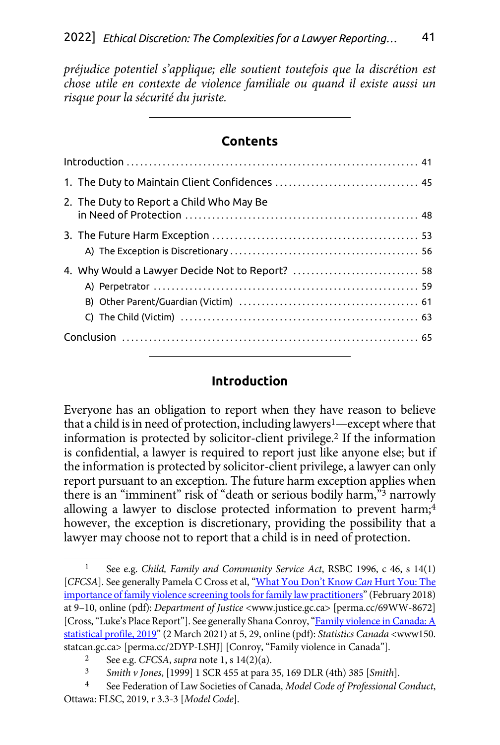*préjudice potentiel s'applique; elle soutient toutefois que la discrétion est chose utile en contexte de violence familiale ou quand il existe aussi un risque pour la sécurité du juriste.*

---

## Contents

Introduction ... 41

1. The Duty to Maintain Client Confidences ... 45
2. The Duty to Report a Child Who May Be in Need of Protection ... 48
3. The Future Harm Exception ... 53
   - A) The Exception is Discretionary ... 56
4. Why Would a Lawyer Decide Not to Report? ... 58
   - A) Perpetrator ... 59
   - B) Other Parent/Guardian (Victim) ... 61
   - C) The Child (Victim) ... 63

Conclusion ... 65

---

## Introduction

Everyone has an obligation to report when they have reason to believe that a child is in need of protection, including lawyers[1]—except where that information is protected by solicitor-client privilege.[2] If the information is confidential, a lawyer is required to report just like anyone else; but if the information is protected by solicitor-client privilege, a lawyer can only report pursuant to an exception. The future harm exception applies when there is an "imminent" risk of "death or serious bodily harm,"[3] narrowly allowing a lawyer to disclose protected information to prevent harm;[4] however, the exception is discretionary, providing the possibility that a lawyer may choose not to report that a child is in need of protection.

---

[1] See e.g. *Child, Family and Community Service Act*, RSBC 1996, c 46, s 14(1) [*CFCSA*]. See generally Pamela C Cross et al, "What You Don't Know *Can* Hurt You: The importance of family violence screening tools for family law practitioners" (February 2018) at 9–10, online (pdf): *Department of Justice* <www.justice.gc.ca> [perma.cc/69WW-8672] [Cross, "Luke's Place Report"]. See generally Shana Conroy, "Family violence in Canada: A statistical profile, 2019" (2 March 2021) at 5, 29, online (pdf): *Statistics Canada* <www150.statcan.gc.ca> [perma.cc/2DYP-LSHJ] [Conroy, "Family violence in Canada"].

[2] See e.g. *CFCSA*, *supra* note 1, s 14(2)(a).

[3] *Smith v Jones*, [1999] 1 SCR 455 at para 35, 169 DLR (4th) 385 [*Smith*].

[4] See Federation of Law Societies of Canada, *Model Code of Professional Conduct*, Ottawa: FLSC, 2019, r 3.3-3 [*Model Code*].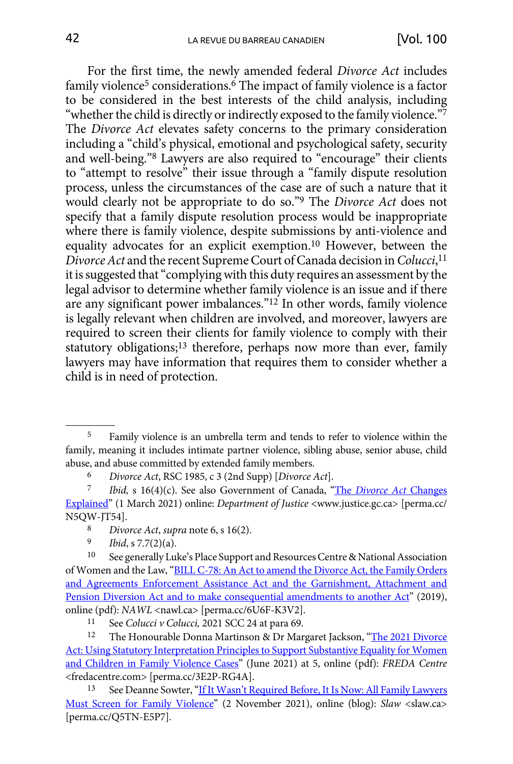For the first time, the newly amended federal *Divorce Act* includes family violence[5] considerations.[6] The impact of family violence is a factor to be considered in the best interests of the child analysis, including "whether the child is directly or indirectly exposed to the family violence."[7] The *Divorce Act* elevates safety concerns to the primary consideration including a "child's physical, emotional and psychological safety, security and well-being."[8] Lawyers are also required to "encourage" their clients to "attempt to resolve" their issue through a "family dispute resolution process, unless the circumstances of the case are of such a nature that it would clearly not be appropriate to do so."[9] The *Divorce Act* does not specify that a family dispute resolution process would be inappropriate where there is family violence, despite submissions by anti-violence and equality advocates for an explicit exemption.[10] However, between the *Divorce Act* and the recent Supreme Court of Canada decision in *Colucci*,[11] it is suggested that "complying with this duty requires an assessment by the legal advisor to determine whether family violence is an issue and if there are any significant power imbalances."[12] In other words, family violence is legally relevant when children are involved, and moreover, lawyers are required to screen their clients for family violence to comply with their statutory obligations;[13] therefore, perhaps now more than ever, family lawyers may have information that requires them to consider whether a child is in need of protection.

---

[5] Family violence is an umbrella term and tends to refer to violence within the family, meaning it includes intimate partner violence, sibling abuse, senior abuse, child abuse, and abuse committed by extended family members.

[6] *Divorce Act*, RSC 1985, c 3 (2nd Supp) [*Divorce Act*].

[7] *Ibid,* s 16(4)(c). See also Government of Canada, "The *Divorce Act* Changes Explained" (1 March 2021) online: *Department of Justice* <www.justice.gc.ca> [perma.cc/N5QW-JT54].

[8] *Divorce Act*, *supra* note 6, s 16(2).

[9] *Ibid*, s 7.7(2)(a).

[10] See generally Luke's Place Support and Resources Centre & National Association of Women and the Law, "BILL C-78: An Act to amend the Divorce Act, the Family Orders and Agreements Enforcement Assistance Act and the Garnishment, Attachment and Pension Diversion Act and to make consequential amendments to another Act" (2019), online (pdf): *NAWL* <nawl.ca> [perma.cc/6U6F-K3V2].

[11] See *Colucci v Colucci,* 2021 SCC 24 at para 69.

[12] The Honourable Donna Martinson & Dr Margaret Jackson, "The 2021 Divorce Act: Using Statutory Interpretation Principles to Support Substantive Equality for Women and Children in Family Violence Cases" (June 2021) at 5, online (pdf): *FREDA Centre* <fredacentre.com> [perma.cc/3E2P-RG4A].

[13] See Deanne Sowter, "If It Wasn't Required Before, It Is Now: All Family Lawyers Must Screen for Family Violence" (2 November 2021), online (blog): *Slaw* <slaw.ca> [perma.cc/Q5TN-E5P7].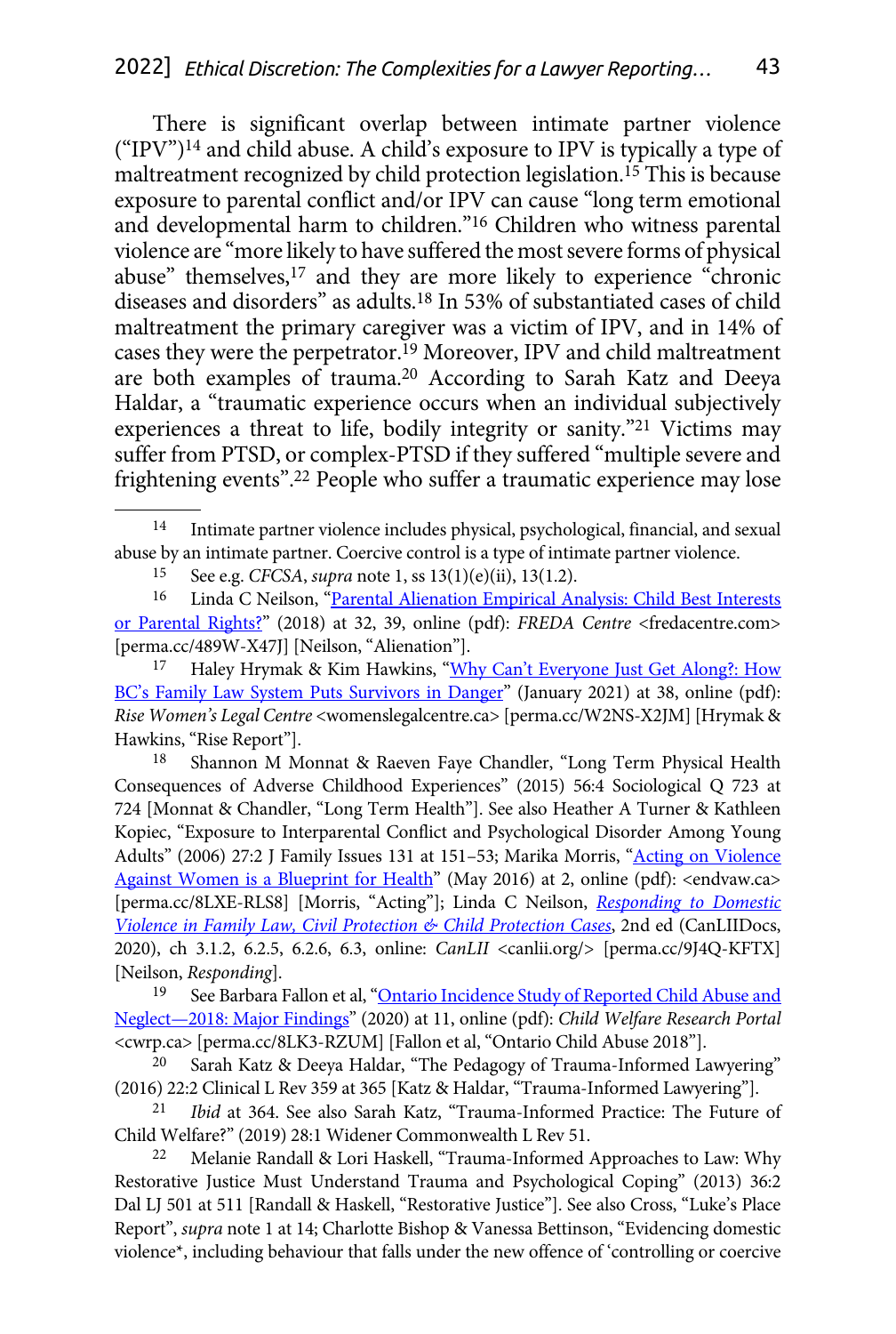There is significant overlap between intimate partner violence ("IPV")[14] and child abuse. A child's exposure to IPV is typically a type of maltreatment recognized by child protection legislation.[15] This is because exposure to parental conflict and/or IPV can cause "long term emotional and developmental harm to children."[16] Children who witness parental violence are "more likely to have suffered the most severe forms of physical abuse" themselves,[17] and they are more likely to experience "chronic diseases and disorders" as adults.[18] In 53% of substantiated cases of child maltreatment the primary caregiver was a victim of IPV, and in 14% of cases they were the perpetrator.[19] Moreover, IPV and child maltreatment are both examples of trauma.[20] According to Sarah Katz and Deeya Haldar, a "traumatic experience occurs when an individual subjectively experiences a threat to life, bodily integrity or sanity."[21] Victims may suffer from PTSD, or complex-PTSD if they suffered "multiple severe and frightening events".[22] People who suffer a traumatic experience may lose

---

14 Intimate partner violence includes physical, psychological, financial, and sexual abuse by an intimate partner. Coercive control is a type of intimate partner violence.

15 See e.g. *CFCSA*, *supra* note 1, ss 13(1)(e)(ii), 13(1.2).

16 Linda C Neilson, "Parental Alienation Empirical Analysis: Child Best Interests or Parental Rights?" (2018) at 32, 39, online (pdf): *FREDA Centre* <fredacentre.com> [perma.cc/489W-X47J] [Neilson, "Alienation"].

17 Haley Hrymak & Kim Hawkins, "Why Can't Everyone Just Get Along?: How BC's Family Law System Puts Survivors in Danger" (January 2021) at 38, online (pdf): *Rise Women's Legal Centre* <womenslegalcentre.ca> [perma.cc/W2NS-X2JM] [Hrymak & Hawkins, "Rise Report"].

18 Shannon M Monnat & Raeven Faye Chandler, "Long Term Physical Health Consequences of Adverse Childhood Experiences" (2015) 56:4 Sociological Q 723 at 724 [Monnat & Chandler, "Long Term Health"]. See also Heather A Turner & Kathleen Kopiec, "Exposure to Interparental Conflict and Psychological Disorder Among Young Adults" (2006) 27:2 J Family Issues 131 at 151–53; Marika Morris, "Acting on Violence Against Women is a Blueprint for Health" (May 2016) at 2, online (pdf): <endvaw.ca> [perma.cc/8LXE-RLS8] [Morris, "Acting"]; Linda C Neilson, *Responding to Domestic Violence in Family Law, Civil Protection & Child Protection Cases*, 2nd ed (CanLIIDocs, 2020), ch 3.1.2, 6.2.5, 6.2.6, 6.3, online: *CanLII* <canlii.org/> [perma.cc/9J4Q-KFTX] [Neilson, *Responding*].

19 See Barbara Fallon et al, "Ontario Incidence Study of Reported Child Abuse and Neglect—2018: Major Findings" (2020) at 11, online (pdf): *Child Welfare Research Portal* <cwrp.ca> [perma.cc/8LK3-RZUM] [Fallon et al, "Ontario Child Abuse 2018"].

20 Sarah Katz & Deeya Haldar, "The Pedagogy of Trauma-Informed Lawyering" (2016) 22:2 Clinical L Rev 359 at 365 [Katz & Haldar, "Trauma-Informed Lawyering"].

21 *Ibid* at 364. See also Sarah Katz, "Trauma-Informed Practice: The Future of Child Welfare?" (2019) 28:1 Widener Commonwealth L Rev 51.

22 Melanie Randall & Lori Haskell, "Trauma-Informed Approaches to Law: Why Restorative Justice Must Understand Trauma and Psychological Coping" (2013) 36:2 Dal LJ 501 at 511 [Randall & Haskell, "Restorative Justice"]. See also Cross, "Luke's Place Report", *supra* note 1 at 14; Charlotte Bishop & Vanessa Bettinson, "Evidencing domestic violence*, including behaviour that falls under the new offence of 'controlling or coercive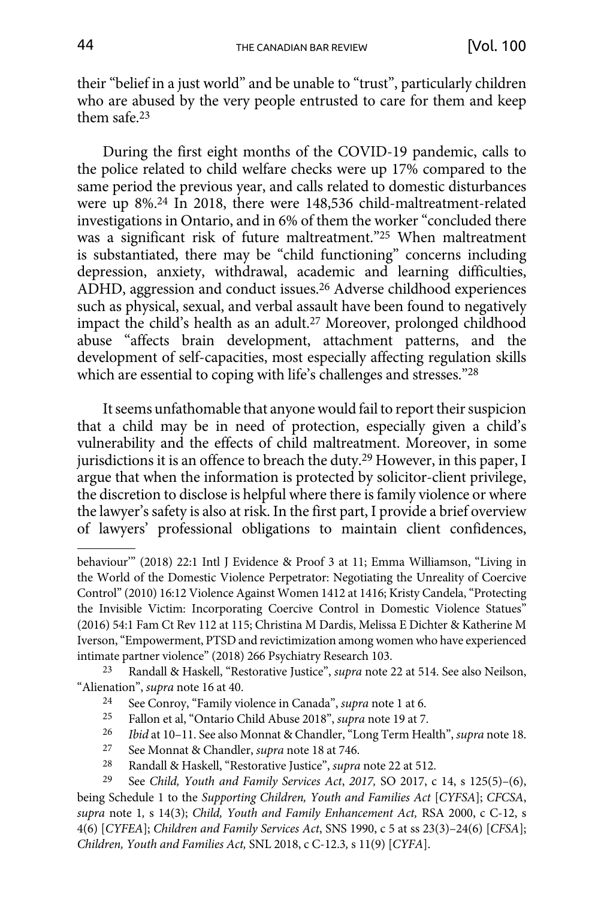their "belief in a just world" and be unable to "trust", particularly children who are abused by the very people entrusted to care for them and keep them safe.[23]

During the first eight months of the COVID-19 pandemic, calls to the police related to child welfare checks were up 17% compared to the same period the previous year, and calls related to domestic disturbances were up 8%.[24] In 2018, there were 148,536 child-maltreatment-related investigations in Ontario, and in 6% of them the worker "concluded there was a significant risk of future maltreatment."[25] When maltreatment is substantiated, there may be "child functioning" concerns including depression, anxiety, withdrawal, academic and learning difficulties, ADHD, aggression and conduct issues.[26] Adverse childhood experiences such as physical, sexual, and verbal assault have been found to negatively impact the child's health as an adult.[27] Moreover, prolonged childhood abuse "affects brain development, attachment patterns, and the development of self-capacities, most especially affecting regulation skills which are essential to coping with life's challenges and stresses."[28]

It seems unfathomable that anyone would fail to report their suspicion that a child may be in need of protection, especially given a child's vulnerability and the effects of child maltreatment. Moreover, in some jurisdictions it is an offence to breach the duty.[29] However, in this paper, I argue that when the information is protected by solicitor-client privilege, the discretion to disclose is helpful where there is family violence or where the lawyer's safety is also at risk. In the first part, I provide a brief overview of lawyers' professional obligations to maintain client confidences,

---

behaviour'" (2018) 22:1 Intl J Evidence & Proof 3 at 11; Emma Williamson, "Living in the World of the Domestic Violence Perpetrator: Negotiating the Unreality of Coercive Control" (2010) 16:12 Violence Against Women 1412 at 1416; Kristy Candela, "Protecting the Invisible Victim: Incorporating Coercive Control in Domestic Violence Statues" (2016) 54:1 Fam Ct Rev 112 at 115; Christina M Dardis, Melissa E Dichter & Katherine M Iverson, "Empowerment, PTSD and revictimization among women who have experienced intimate partner violence" (2018) 266 Psychiatry Research 103.

23 Randall & Haskell, "Restorative Justice", *supra* note 22 at 514. See also Neilson, "Alienation", *supra* note 16 at 40.

24 See Conroy, "Family violence in Canada", *supra* note 1 at 6.

25 Fallon et al, "Ontario Child Abuse 2018", *supra* note 19 at 7.

26 *Ibid* at 10–11. See also Monnat & Chandler, "Long Term Health", *supra* note 18.

27 See Monnat & Chandler, *supra* note 18 at 746.

28 Randall & Haskell, "Restorative Justice", *supra* note 22 at 512.

29 See *Child, Youth and Family Services Act*, *2017,* SO 2017, c 14, s 125(5)–(6), being Schedule 1 to the *Supporting Children, Youth and Families Act* [*CYFSA*]; *CFCSA*, *supra* note 1*,* s 14(3); *Child, Youth and Family Enhancement Act,* RSA 2000, c C-12, s 4(6) [*CYFEA*]; *Children and Family Services Act*, SNS 1990, c 5 at ss 23(3)–24(6) [*CFSA*]; *Children, Youth and Families Act,* SNL 2018, c C-12.3*,* s 11(9) [*CYFA*].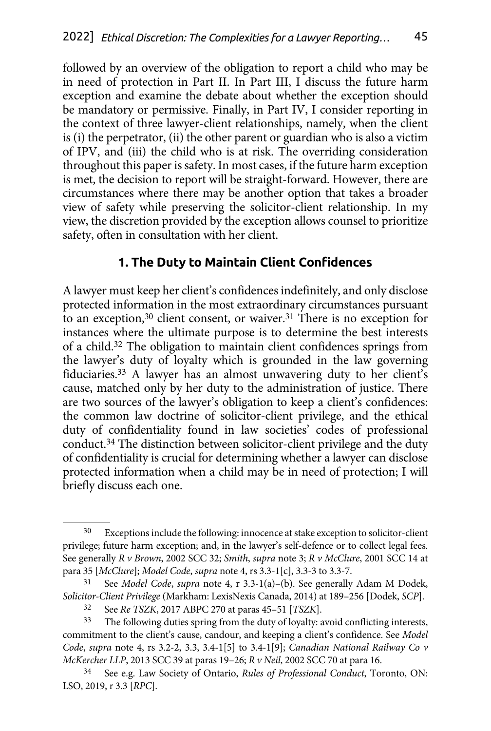followed by an overview of the obligation to report a child who may be in need of protection in Part II. In Part III, I discuss the future harm exception and examine the debate about whether the exception should be mandatory or permissive. Finally, in Part IV, I consider reporting in the context of three lawyer-client relationships, namely, when the client is (i) the perpetrator, (ii) the other parent or guardian who is also a victim of IPV, and (iii) the child who is at risk. The overriding consideration throughout this paper is safety. In most cases, if the future harm exception is met, the decision to report will be straight-forward. However, there are circumstances where there may be another option that takes a broader view of safety while preserving the solicitor-client relationship. In my view, the discretion provided by the exception allows counsel to prioritize safety, often in consultation with her client.

## 1. The Duty to Maintain Client Confidences

A lawyer must keep her client's confidences indefinitely, and only disclose protected information in the most extraordinary circumstances pursuant to an exception,[30] client consent, or waiver.[31] There is no exception for instances where the ultimate purpose is to determine the best interests of a child.[32] The obligation to maintain client confidences springs from the lawyer's duty of loyalty which is grounded in the law governing fiduciaries.[33] A lawyer has an almost unwavering duty to her client's cause, matched only by her duty to the administration of justice. There are two sources of the lawyer's obligation to keep a client's confidences: the common law doctrine of solicitor-client privilege, and the ethical duty of confidentiality found in law societies' codes of professional conduct.[34] The distinction between solicitor-client privilege and the duty of confidentiality is crucial for determining whether a lawyer can disclose protected information when a child may be in need of protection; I will briefly discuss each one.

---

[30] Exceptions include the following: innocence at stake exception to solicitor-client privilege; future harm exception; and, in the lawyer's self-defence or to collect legal fees. See generally *R v Brown*, 2002 SCC 32; *Smith*, *supra* note 3; *R v McClure*, 2001 SCC 14 at para 35 [*McClure*]; *Model Code*, *supra* note 4, rs 3.3-1[c], 3.3-3 to 3.3-7.

[31] See *Model Code*, *supra* note 4, r 3.3-1(a)–(b). See generally Adam M Dodek, *Solicitor-Client Privilege* (Markham: LexisNexis Canada, 2014) at 189–256 [Dodek, *SCP*].

[32] See *Re TSZK*, 2017 ABPC 270 at paras 45–51 [*TSZK*].

[33] The following duties spring from the duty of loyalty: avoid conflicting interests, commitment to the client's cause, candour, and keeping a client's confidence. See *Model Code*, *supra* note 4, rs 3.2-2, 3.3, 3.4-1[5] to 3.4-1[9]; *Canadian National Railway Co v McKercher LLP*, 2013 SCC 39 at paras 19–26; *R v Neil*, 2002 SCC 70 at para 16.

[34] See e.g. Law Society of Ontario, *Rules of Professional Conduct*, Toronto, ON: LSO, 2019, r 3.3 [*RPC*].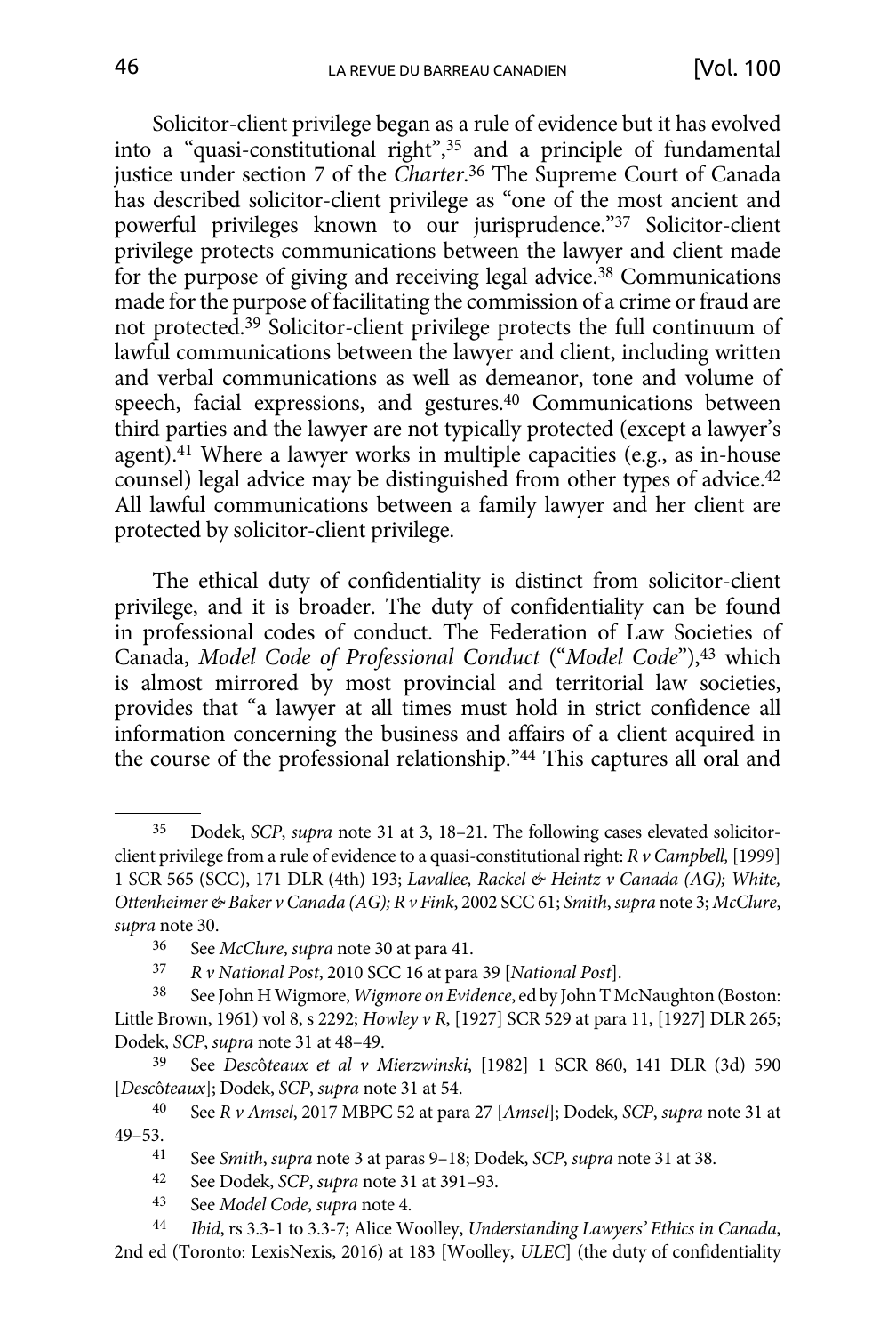Solicitor-client privilege began as a rule of evidence but it has evolved into a "quasi-constitutional right",[35] and a principle of fundamental justice under section 7 of the *Charter*.[36] The Supreme Court of Canada has described solicitor-client privilege as "one of the most ancient and powerful privileges known to our jurisprudence."[37] Solicitor-client privilege protects communications between the lawyer and client made for the purpose of giving and receiving legal advice.[38] Communications made for the purpose of facilitating the commission of a crime or fraud are not protected.[39] Solicitor-client privilege protects the full continuum of lawful communications between the lawyer and client, including written and verbal communications as well as demeanor, tone and volume of speech, facial expressions, and gestures.[40] Communications between third parties and the lawyer are not typically protected (except a lawyer's agent).[41] Where a lawyer works in multiple capacities (e.g., as in-house counsel) legal advice may be distinguished from other types of advice.[42] All lawful communications between a family lawyer and her client are protected by solicitor-client privilege.

The ethical duty of confidentiality is distinct from solicitor-client privilege, and it is broader. The duty of confidentiality can be found in professional codes of conduct. The Federation of Law Societies of Canada, *Model Code of Professional Conduct* ("*Model Code*"),[43] which is almost mirrored by most provincial and territorial law societies, provides that "a lawyer at all times must hold in strict confidence all information concerning the business and affairs of a client acquired in the course of the professional relationship."[44] This captures all oral and

---

[35] Dodek, *SCP*, *supra* note 31 at 3, 18–21. The following cases elevated solicitor-client privilege from a rule of evidence to a quasi-constitutional right: *R v Campbell,* [1999] 1 SCR 565 (SCC), 171 DLR (4th) 193; *Lavallee, Rackel & Heintz v Canada (AG); White, Ottenheimer & Baker v Canada (AG); R v Fink*, 2002 SCC 61; *Smith*, *supra* note 3; *McClure*, *supra* note 30.

[36] See *McClure*, *supra* note 30 at para 41.

[37] *R v National Post*, 2010 SCC 16 at para 39 [*National Post*].

[38] See John H Wigmore, *Wigmore on Evidence*, ed by John T McNaughton (Boston: Little Brown, 1961) vol 8, s 2292; *Howley v R*, [1927] SCR 529 at para 11, [1927] DLR 265; Dodek, *SCP*, *supra* note 31 at 48–49.

[39] See *Descôteaux et al v Mierzwinski*, [1982] 1 SCR 860, 141 DLR (3d) 590 [*Descôteaux*]; Dodek, *SCP*, *supra* note 31 at 54.

[40] See *R v Amsel*, 2017 MBPC 52 at para 27 [*Amsel*]; Dodek, *SCP*, *supra* note 31 at 49–53.

[41] See *Smith*, *supra* note 3 at paras 9–18; Dodek, *SCP*, *supra* note 31 at 38.

[42] See Dodek, *SCP*, *supra* note 31 at 391–93.

[43] See *Model Code*, *supra* note 4.

[44] *Ibid*, rs 3.3-1 to 3.3-7; Alice Woolley, *Understanding Lawyers' Ethics in Canada*, 2nd ed (Toronto: LexisNexis, 2016) at 183 [Woolley, *ULEC*] (the duty of confidentiality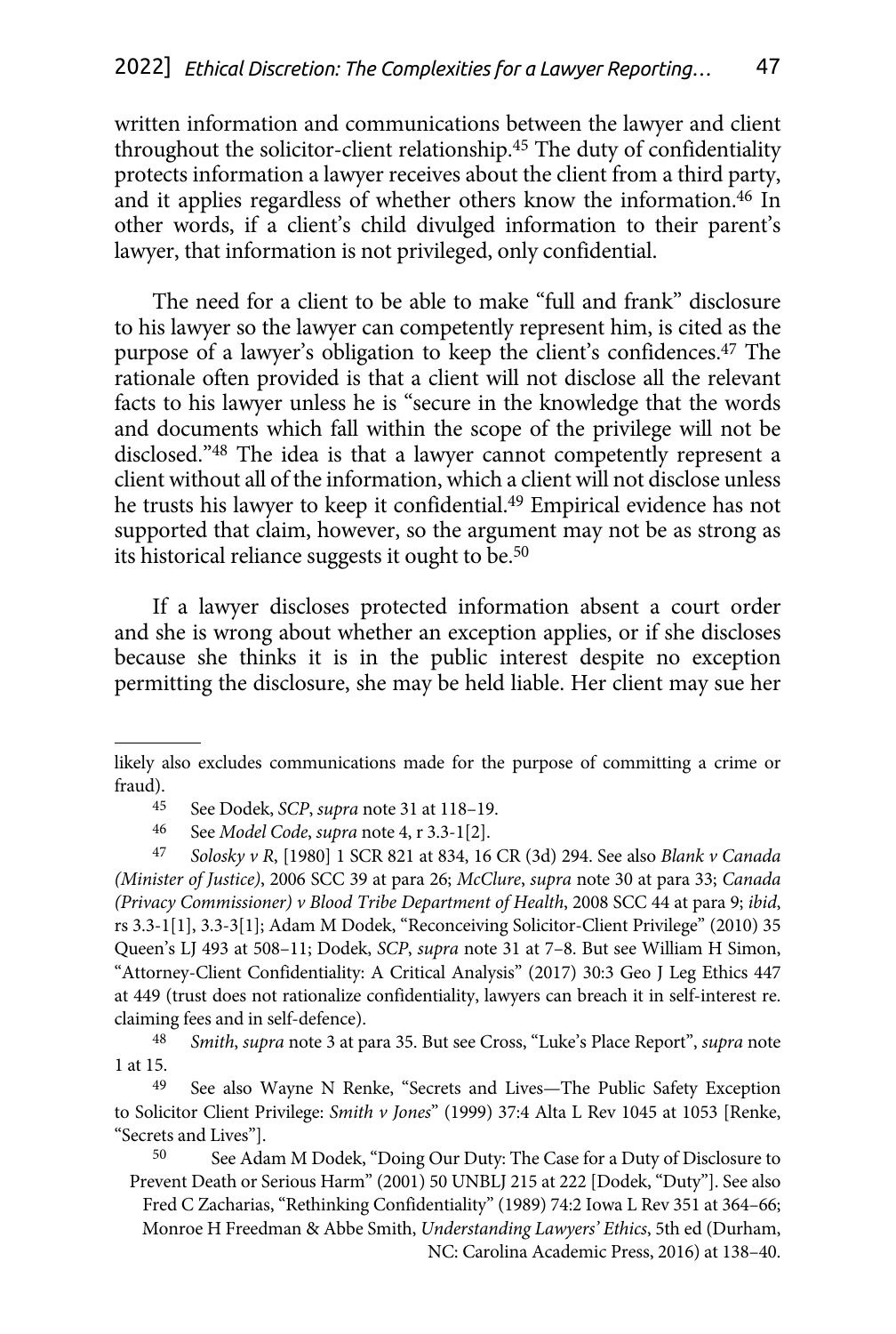written information and communications between the lawyer and client throughout the solicitor-client relationship.[45] The duty of confidentiality protects information a lawyer receives about the client from a third party, and it applies regardless of whether others know the information.[46] In other words, if a client's child divulged information to their parent's lawyer, that information is not privileged, only confidential.

The need for a client to be able to make "full and frank" disclosure to his lawyer so the lawyer can competently represent him, is cited as the purpose of a lawyer's obligation to keep the client's confidences.[47] The rationale often provided is that a client will not disclose all the relevant facts to his lawyer unless he is "secure in the knowledge that the words and documents which fall within the scope of the privilege will not be disclosed."[48] The idea is that a lawyer cannot competently represent a client without all of the information, which a client will not disclose unless he trusts his lawyer to keep it confidential.[49] Empirical evidence has not supported that claim, however, so the argument may not be as strong as its historical reliance suggests it ought to be.[50]

If a lawyer discloses protected information absent a court order and she is wrong about whether an exception applies, or if she discloses because she thinks it is in the public interest despite no exception permitting the disclosure, she may be held liable. Her client may sue her

---

likely also excludes communications made for the purpose of committing a crime or fraud).

45 See Dodek, *SCP*, *supra* note 31 at 118–19.

46 See *Model Code*, *supra* note 4, r 3.3-1[2].

47 *Solosky v R*, [1980] 1 SCR 821 at 834, 16 CR (3d) 294. See also *Blank v Canada (Minister of Justice)*, 2006 SCC 39 at para 26; *McClure*, *supra* note 30 at para 33; *Canada (Privacy Commissioner) v Blood Tribe Department of Health*, 2008 SCC 44 at para 9; *ibid*, rs 3.3-1[1], 3.3-3[1]; Adam M Dodek, "Reconceiving Solicitor-Client Privilege" (2010) 35 Queen's LJ 493 at 508–11; Dodek, *SCP*, *supra* note 31 at 7–8. But see William H Simon, "Attorney-Client Confidentiality: A Critical Analysis" (2017) 30:3 Geo J Leg Ethics 447 at 449 (trust does not rationalize confidentiality, lawyers can breach it in self-interest re. claiming fees and in self-defence).

48 *Smith*, *supra* note 3 at para 35. But see Cross, "Luke's Place Report", *supra* note 1 at 15.

49 See also Wayne N Renke, "Secrets and Lives—The Public Safety Exception to Solicitor Client Privilege: *Smith v Jones*" (1999) 37:4 Alta L Rev 1045 at 1053 [Renke, "Secrets and Lives"].

50 See Adam M Dodek, "Doing Our Duty: The Case for a Duty of Disclosure to Prevent Death or Serious Harm" (2001) 50 UNBLJ 215 at 222 [Dodek, "Duty"]. See also Fred C Zacharias, "Rethinking Confidentiality" (1989) 74:2 Iowa L Rev 351 at 364–66; Monroe H Freedman & Abbe Smith, *Understanding Lawyers' Ethics*, 5th ed (Durham, NC: Carolina Academic Press, 2016) at 138–40.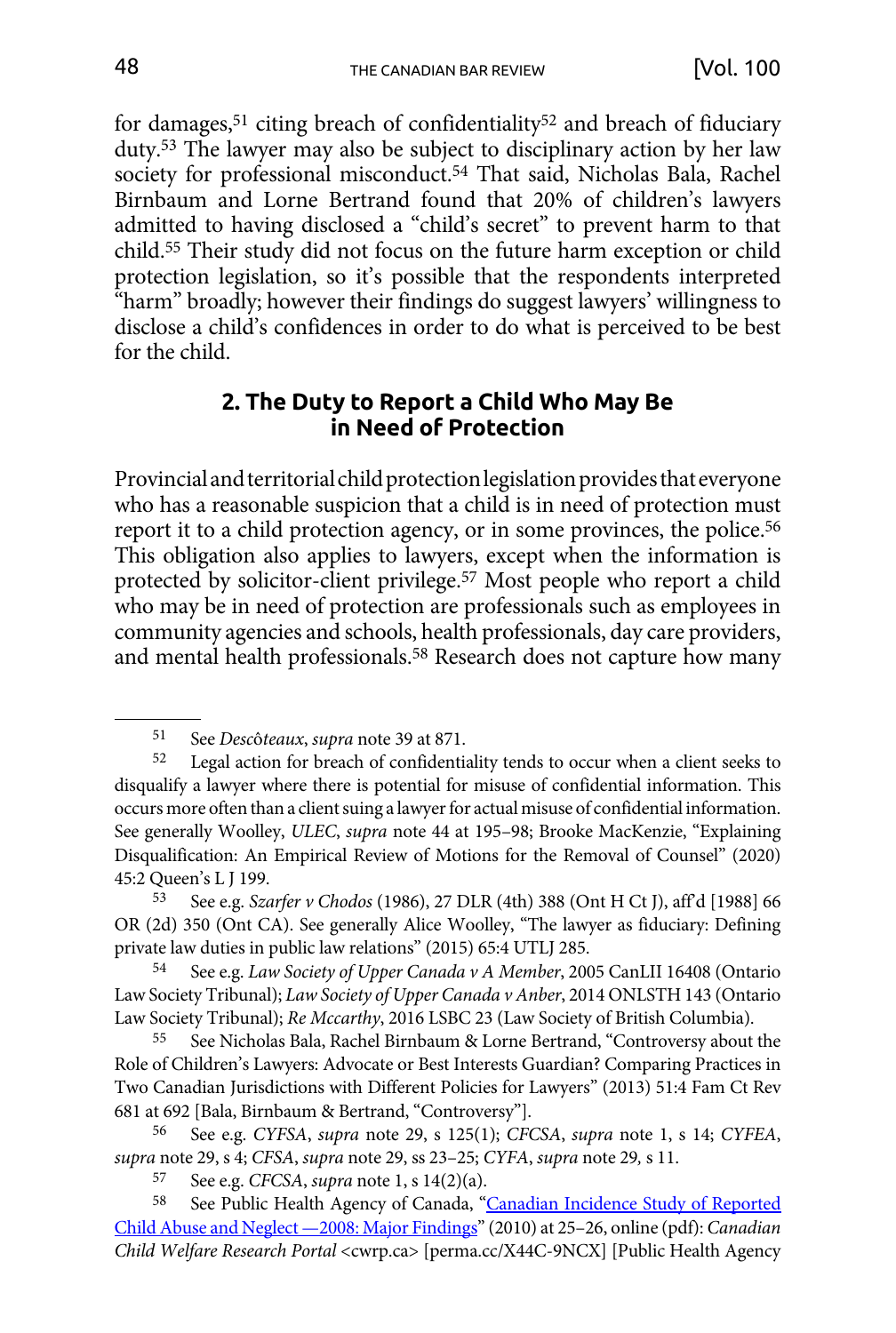for damages,[51] citing breach of confidentiality[52] and breach of fiduciary duty.[53] The lawyer may also be subject to disciplinary action by her law society for professional misconduct.[54] That said, Nicholas Bala, Rachel Birnbaum and Lorne Bertrand found that 20% of children's lawyers admitted to having disclosed a "child's secret" to prevent harm to that child.[55] Their study did not focus on the future harm exception or child protection legislation, so it's possible that the respondents interpreted "harm" broadly; however their findings do suggest lawyers' willingness to disclose a child's confidences in order to do what is perceived to be best for the child.

## 2. The Duty to Report a Child Who May Be in Need of Protection

Provincial and territorial child protection legislation provides that everyone who has a reasonable suspicion that a child is in need of protection must report it to a child protection agency, or in some provinces, the police.[56] This obligation also applies to lawyers, except when the information is protected by solicitor-client privilege.[57] Most people who report a child who may be in need of protection are professionals such as employees in community agencies and schools, health professionals, day care providers, and mental health professionals.[58] Research does not capture how many

---

51 See *Descôteaux*, *supra* note 39 at 871.

52 Legal action for breach of confidentiality tends to occur when a client seeks to disqualify a lawyer where there is potential for misuse of confidential information. This occurs more often than a client suing a lawyer for actual misuse of confidential information. See generally Woolley, *ULEC*, *supra* note 44 at 195–98; Brooke MacKenzie, "Explaining Disqualification: An Empirical Review of Motions for the Removal of Counsel" (2020) 45:2 Queen's L J 199.

53 See e.g. *Szarfer v Chodos* (1986), 27 DLR (4th) 388 (Ont H Ct J), aff'd [1988] 66 OR (2d) 350 (Ont CA). See generally Alice Woolley, "The lawyer as fiduciary: Defining private law duties in public law relations" (2015) 65:4 UTLJ 285.

54 See e.g. *Law Society of Upper Canada v A Member*, 2005 CanLII 16408 (Ontario Law Society Tribunal); *Law Society of Upper Canada v Anber*, 2014 ONLSTH 143 (Ontario Law Society Tribunal); *Re Mccarthy*, 2016 LSBC 23 (Law Society of British Columbia).

55 See Nicholas Bala, Rachel Birnbaum & Lorne Bertrand, "Controversy about the Role of Children's Lawyers: Advocate or Best Interests Guardian? Comparing Practices in Two Canadian Jurisdictions with Different Policies for Lawyers" (2013) 51:4 Fam Ct Rev 681 at 692 [Bala, Birnbaum & Bertrand, "Controversy"].

56 See e.g. *CYFSA*, *supra* note 29, s 125(1); *CFCSA*, *supra* note 1, s 14; *CYFEA*, *supra* note 29, s 4; *CFSA*, *supra* note 29, ss 23–25; *CYFA*, *supra* note 29, s 11.

57 See e.g. *CFCSA*, *supra* note 1, s 14(2)(a).

58 See Public Health Agency of Canada, "Canadian Incidence Study of Reported Child Abuse and Neglect —2008: Major Findings" (2010) at 25–26, online (pdf): *Canadian Child Welfare Research Portal* <cwrp.ca> [perma.cc/X44C-9NCX] [Public Health Agency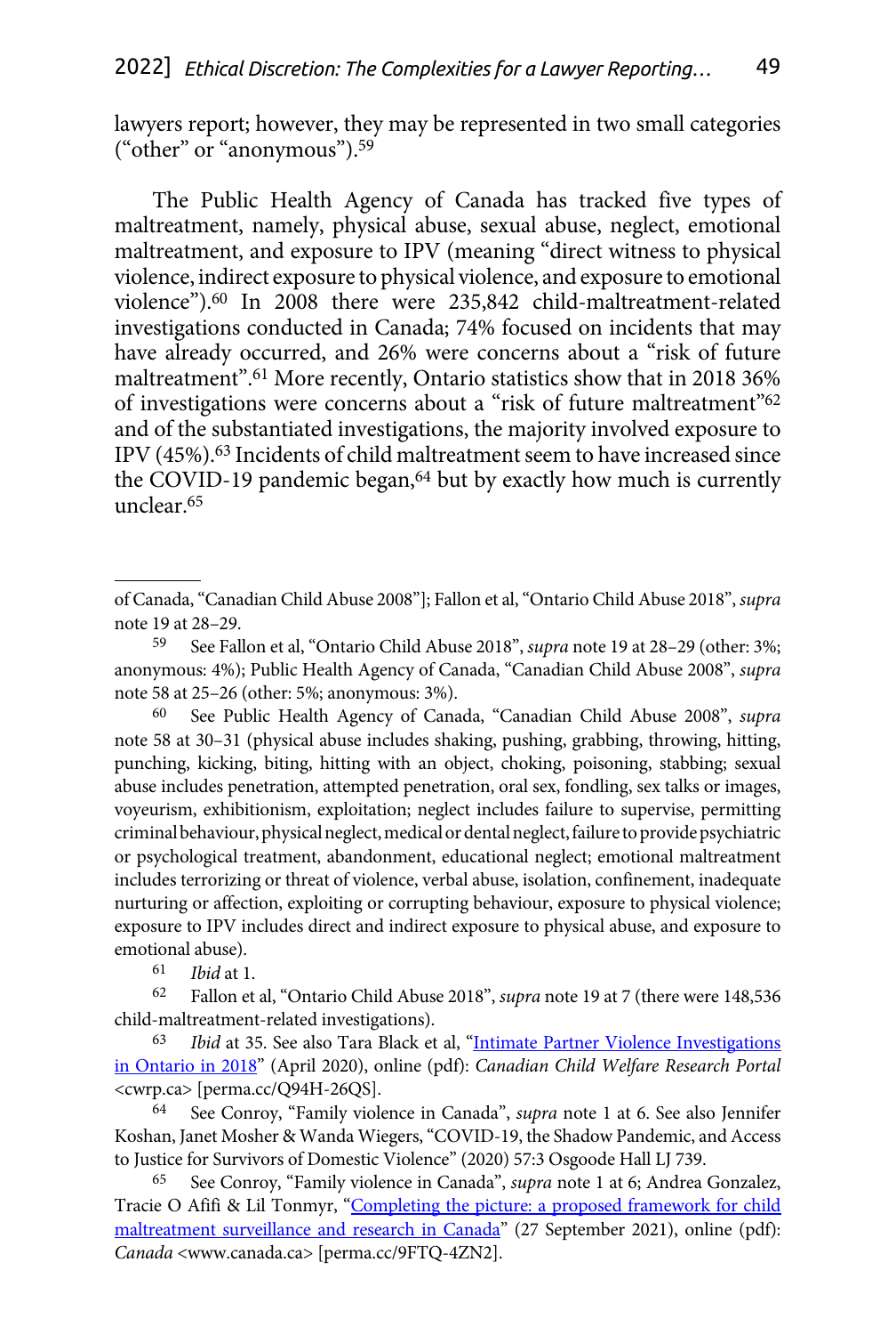lawyers report; however, they may be represented in two small categories ("other" or "anonymous").[59]

The Public Health Agency of Canada has tracked five types of maltreatment, namely, physical abuse, sexual abuse, neglect, emotional maltreatment, and exposure to IPV (meaning "direct witness to physical violence, indirect exposure to physical violence, and exposure to emotional violence").[60] In 2008 there were 235,842 child-maltreatment-related investigations conducted in Canada; 74% focused on incidents that may have already occurred, and 26% were concerns about a "risk of future maltreatment".[61] More recently, Ontario statistics show that in 2018 36% of investigations were concerns about a "risk of future maltreatment"[62] and of the substantiated investigations, the majority involved exposure to IPV (45%).[63] Incidents of child maltreatment seem to have increased since the COVID-19 pandemic began,[64] but by exactly how much is currently unclear.[65]

---

of Canada, "Canadian Child Abuse 2008"]; Fallon et al, "Ontario Child Abuse 2018", *supra* note 19 at 28–29.

59 See Fallon et al, "Ontario Child Abuse 2018", *supra* note 19 at 28–29 (other: 3%; anonymous: 4%); Public Health Agency of Canada, "Canadian Child Abuse 2008", *supra* note 58 at 25–26 (other: 5%; anonymous: 3%).

60 See Public Health Agency of Canada, "Canadian Child Abuse 2008", *supra* note 58 at 30–31 (physical abuse includes shaking, pushing, grabbing, throwing, hitting, punching, kicking, biting, hitting with an object, choking, poisoning, stabbing; sexual abuse includes penetration, attempted penetration, oral sex, fondling, sex talks or images, voyeurism, exhibitionism, exploitation; neglect includes failure to supervise, permitting criminal behaviour, physical neglect, medical or dental neglect, failure to provide psychiatric or psychological treatment, abandonment, educational neglect; emotional maltreatment includes terrorizing or threat of violence, verbal abuse, isolation, confinement, inadequate nurturing or affection, exploiting or corrupting behaviour, exposure to physical violence; exposure to IPV includes direct and indirect exposure to physical abuse, and exposure to emotional abuse).

61 *Ibid* at 1.

62 Fallon et al, "Ontario Child Abuse 2018", *supra* note 19 at 7 (there were 148,536 child-maltreatment-related investigations).

63 *Ibid* at 35. See also Tara Black et al, "Intimate Partner Violence Investigations in Ontario in 2018" (April 2020), online (pdf): *Canadian Child Welfare Research Portal* <cwrp.ca> [perma.cc/Q94H-26QS].

64 See Conroy, "Family violence in Canada", *supra* note 1 at 6. See also Jennifer Koshan, Janet Mosher & Wanda Wiegers, "COVID-19, the Shadow Pandemic, and Access to Justice for Survivors of Domestic Violence" (2020) 57:3 Osgoode Hall LJ 739.

65 See Conroy, "Family violence in Canada", *supra* note 1 at 6; Andrea Gonzalez, Tracie O Afifi & Lil Tonmyr, "Completing the picture: a proposed framework for child maltreatment surveillance and research in Canada" (27 September 2021), online (pdf): *Canada* <www.canada.ca> [perma.cc/9FTQ-4ZN2].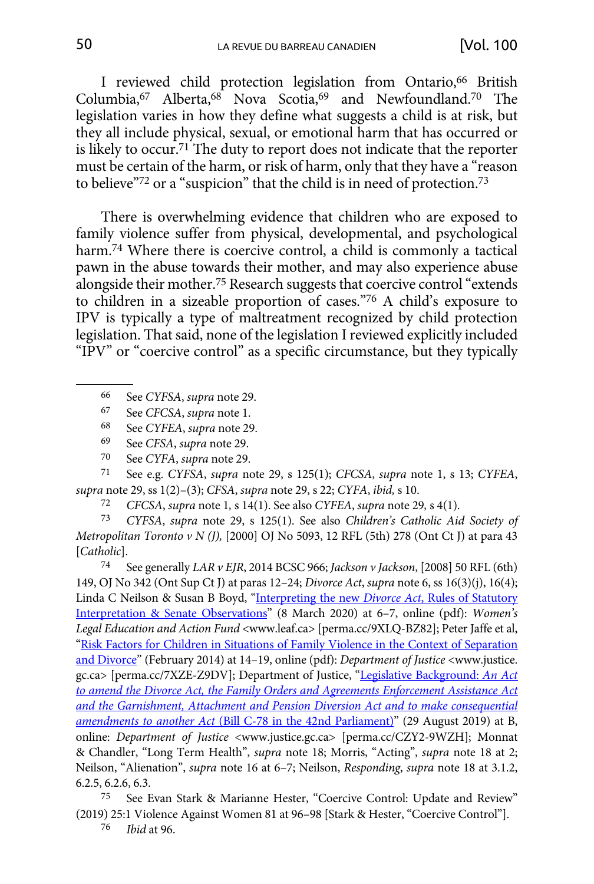I reviewed child protection legislation from Ontario,[66] British Columbia,[67] Alberta,[68] Nova Scotia,[69] and Newfoundland.[70] The legislation varies in how they define what suggests a child is at risk, but they all include physical, sexual, or emotional harm that has occurred or is likely to occur.[71] The duty to report does not indicate that the reporter must be certain of the harm, or risk of harm, only that they have a "reason to believe"[72] or a "suspicion" that the child is in need of protection.[73]

There is overwhelming evidence that children who are exposed to family violence suffer from physical, developmental, and psychological harm.[74] Where there is coercive control, a child is commonly a tactical pawn in the abuse towards their mother, and may also experience abuse alongside their mother.[75] Research suggests that coercive control "extends to children in a sizeable proportion of cases."[76] A child's exposure to IPV is typically a type of maltreatment recognized by child protection legislation. That said, none of the legislation I reviewed explicitly included "IPV" or "coercive control" as a specific circumstance, but they typically

---

66 See *CYFSA*, *supra* note 29.

67 See *CFCSA*, *supra* note 1.

68 See *CYFEA*, *supra* note 29.

69 See *CFSA*, *supra* note 29.

70 See *CYFA*, *supra* note 29.

71 See e.g. *CYFSA*, *supra* note 29, s 125(1); *CFCSA*, *supra* note 1, s 13; *CYFEA*, *supra* note 29, ss 1(2)–(3); *CFSA*, *supra* note 29, s 22; *CYFA*, *ibid,* s 10.

72 *CFCSA*, *supra* note 1*,* s 14(1). See also *CYFEA*, *supra* note 29*,* s 4(1).

73 *CYFSA*, *supra* note 29, s 125(1). See also *Children's Catholic Aid Society of Metropolitan Toronto v N (J),* [2000] OJ No 5093, 12 RFL (5th) 278 (Ont Ct J) at para 43 [*Catholic*].

74 See generally *LAR v EJR*, 2014 BCSC 966; *Jackson v Jackson*, [2008] 50 RFL (6th) 149, OJ No 342 (Ont Sup Ct J) at paras 12–24; *Divorce Act*, *supra* note 6, ss 16(3)(j), 16(4); Linda C Neilson & Susan B Boyd, "Interpreting the new *Divorce Act*, Rules of Statutory Interpretation & Senate Observations" (8 March 2020) at 6–7, online (pdf): *Women's Legal Education and Action Fund* <www.leaf.ca> [perma.cc/9XLQ-BZ82]; Peter Jaffe et al, "Risk Factors for Children in Situations of Family Violence in the Context of Separation and Divorce" (February 2014) at 14–19, online (pdf): *Department of Justice* <www.justice.gc.ca> [perma.cc/7XZE-Z9DV]; Department of Justice, "Legislative Background: *An Act to amend the Divorce Act, the Family Orders and Agreements Enforcement Assistance Act and the Garnishment, Attachment and Pension Diversion Act and to make consequential amendments to another Act* (Bill C-78 in the 42nd Parliament)" (29 August 2019) at B, online: *Department of Justice* <www.justice.gc.ca> [perma.cc/CZY2-9WZH]; Monnat & Chandler, "Long Term Health", *supra* note 18; Morris, "Acting", *supra* note 18 at 2; Neilson, "Alienation", *supra* note 16 at 6–7; Neilson, *Responding*, *supra* note 18 at 3.1.2, 6.2.5, 6.2.6, 6.3.

75 See Evan Stark & Marianne Hester, "Coercive Control: Update and Review" (2019) 25:1 Violence Against Women 81 at 96–98 [Stark & Hester, "Coercive Control"].

76 *Ibid* at 96.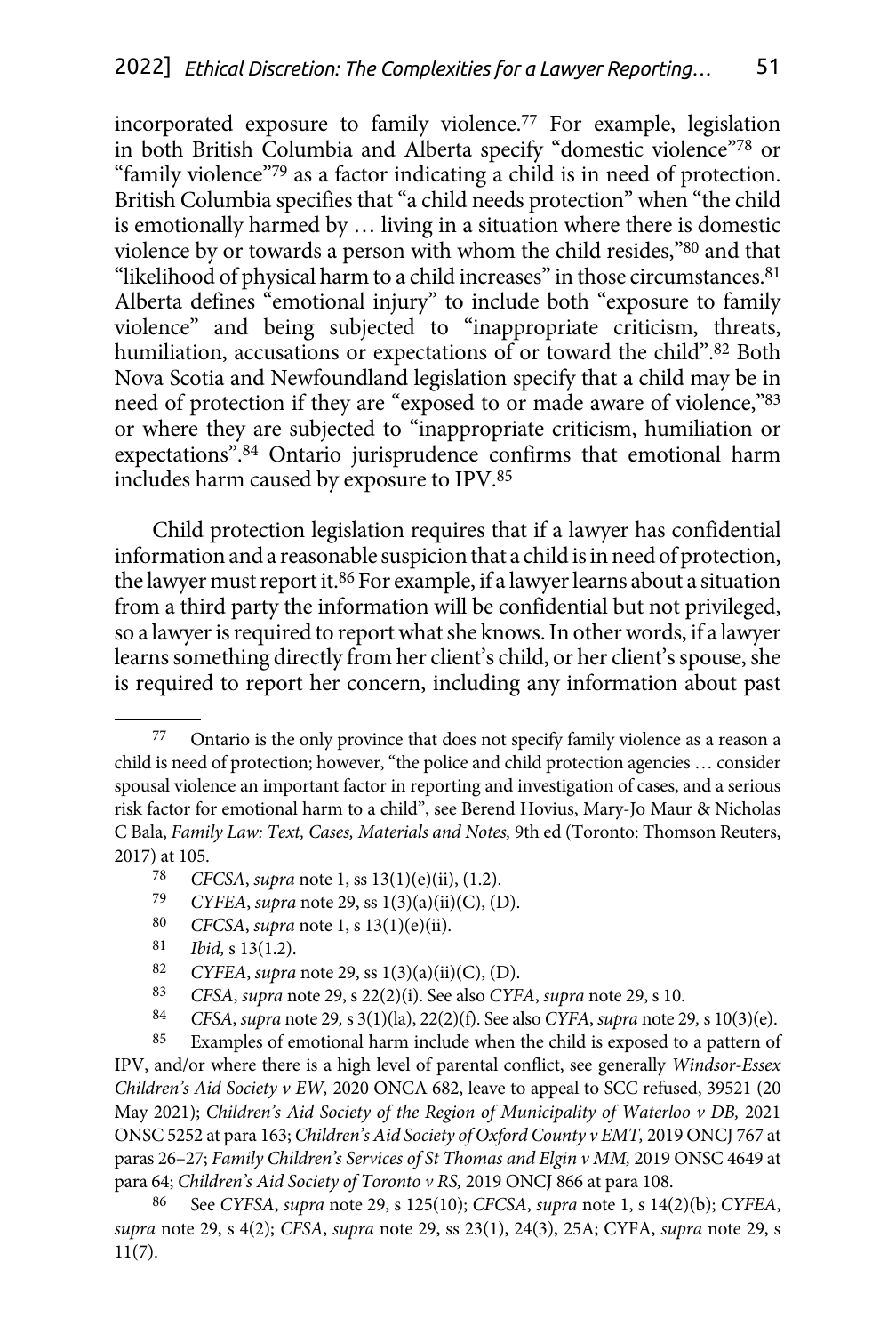incorporated exposure to family violence.[77] For example, legislation in both British Columbia and Alberta specify "domestic violence"[78] or "family violence"[79] as a factor indicating a child is in need of protection. British Columbia specifies that "a child needs protection" when "the child is emotionally harmed by … living in a situation where there is domestic violence by or towards a person with whom the child resides,"[80] and that "likelihood of physical harm to a child increases" in those circumstances.[81] Alberta defines "emotional injury" to include both "exposure to family violence" and being subjected to "inappropriate criticism, threats, humiliation, accusations or expectations of or toward the child".[82] Both Nova Scotia and Newfoundland legislation specify that a child may be in need of protection if they are "exposed to or made aware of violence,"[83] or where they are subjected to "inappropriate criticism, humiliation or expectations".[84] Ontario jurisprudence confirms that emotional harm includes harm caused by exposure to IPV.[85]

Child protection legislation requires that if a lawyer has confidential information and a reasonable suspicion that a child is in need of protection, the lawyer must report it.[86] For example, if a lawyer learns about a situation from a third party the information will be confidential but not privileged, so a lawyer is required to report what she knows. In other words, if a lawyer learns something directly from her client's child, or her client's spouse, she is required to report her concern, including any information about past

---

77 Ontario is the only province that does not specify family violence as a reason a child is need of protection; however, "the police and child protection agencies … consider spousal violence an important factor in reporting and investigation of cases, and a serious risk factor for emotional harm to a child", see Berend Hovius, Mary-Jo Maur & Nicholas C Bala, *Family Law: Text, Cases, Materials and Notes,* 9th ed (Toronto: Thomson Reuters, 2017) at 105.

78 *CFCSA*, *supra* note 1, ss 13(1)(e)(ii), (1.2).

79 *CYFEA*, *supra* note 29, ss 1(3)(a)(ii)(C), (D).

80 *CFCSA*, *supra* note 1, s 13(1)(e)(ii).

81 *Ibid,* s 13(1.2).

82 *CYFEA*, *supra* note 29, ss 1(3)(a)(ii)(C), (D).

83 *CFSA*, *supra* note 29, s 22(2)(i). See also *CYFA*, *supra* note 29, s 10.

84 *CFSA*, *supra* note 29*,* s 3(1)(la), 22(2)(f). See also *CYFA*, *supra* note 29*,* s 10(3)(e).

85 Examples of emotional harm include when the child is exposed to a pattern of IPV, and/or where there is a high level of parental conflict, see generally *Windsor-Essex Children's Aid Society v EW,* 2020 ONCA 682, leave to appeal to SCC refused, 39521 (20 May 2021); *Children's Aid Society of the Region of Municipality of Waterloo v DB,* 2021 ONSC 5252 at para 163; *Children's Aid Society of Oxford County v EMT,* 2019 ONCJ 767 at paras 26–27; *Family Children's Services of St Thomas and Elgin v MM,* 2019 ONSC 4649 at para 64; *Children's Aid Society of Toronto v RS,* 2019 ONCJ 866 at para 108.

86 See *CYFSA*, *supra* note 29, s 125(10); *CFCSA*, *supra* note 1, s 14(2)(b); *CYFEA*, *supra* note 29, s 4(2); *CFSA*, *supra* note 29, ss 23(1), 24(3), 25A; CYFA, *supra* note 29, s 11(7).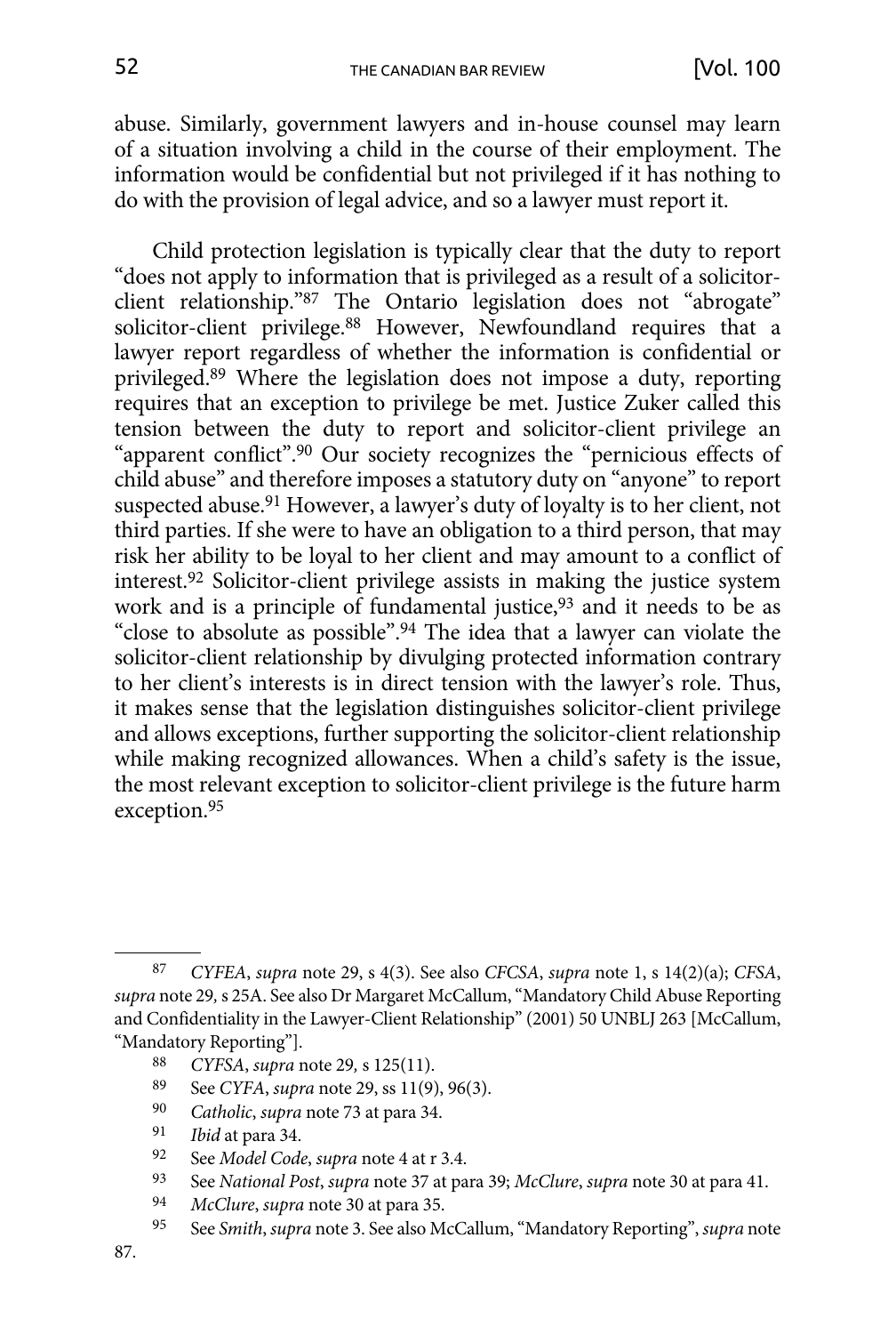abuse. Similarly, government lawyers and in-house counsel may learn of a situation involving a child in the course of their employment. The information would be confidential but not privileged if it has nothing to do with the provision of legal advice, and so a lawyer must report it.

Child protection legislation is typically clear that the duty to report "does not apply to information that is privileged as a result of a solicitor-client relationship."[87] The Ontario legislation does not "abrogate" solicitor-client privilege.[88] However, Newfoundland requires that a lawyer report regardless of whether the information is confidential or privileged.[89] Where the legislation does not impose a duty, reporting requires that an exception to privilege be met. Justice Zuker called this tension between the duty to report and solicitor-client privilege an "apparent conflict".[90] Our society recognizes the "pernicious effects of child abuse" and therefore imposes a statutory duty on "anyone" to report suspected abuse.[91] However, a lawyer's duty of loyalty is to her client, not third parties. If she were to have an obligation to a third person, that may risk her ability to be loyal to her client and may amount to a conflict of interest.[92] Solicitor-client privilege assists in making the justice system work and is a principle of fundamental justice,[93] and it needs to be as "close to absolute as possible".[94] The idea that a lawyer can violate the solicitor-client relationship by divulging protected information contrary to her client's interests is in direct tension with the lawyer's role. Thus, it makes sense that the legislation distinguishes solicitor-client privilege and allows exceptions, further supporting the solicitor-client relationship while making recognized allowances. When a child's safety is the issue, the most relevant exception to solicitor-client privilege is the future harm exception.[95]

---

87 *CYFEA*, *supra* note 29, s 4(3). See also *CFCSA*, *supra* note 1, s 14(2)(a); *CFSA*, *supra* note 29, s 25A. See also Dr Margaret McCallum, "Mandatory Child Abuse Reporting and Confidentiality in the Lawyer-Client Relationship" (2001) 50 UNBLJ 263 [McCallum, "Mandatory Reporting"].

88 *CYFSA*, *supra* note 29, s 125(11).

89 See *CYFA*, *supra* note 29, ss 11(9), 96(3).

90 *Catholic*, *supra* note 73 at para 34.

91 *Ibid* at para 34.

92 See *Model Code*, *supra* note 4 at r 3.4.

93 See *National Post*, *supra* note 37 at para 39; *McClure*, *supra* note 30 at para 41.

94 *McClure*, *supra* note 30 at para 35.

95 See *Smith*, *supra* note 3. See also McCallum, "Mandatory Reporting", *supra* note 87.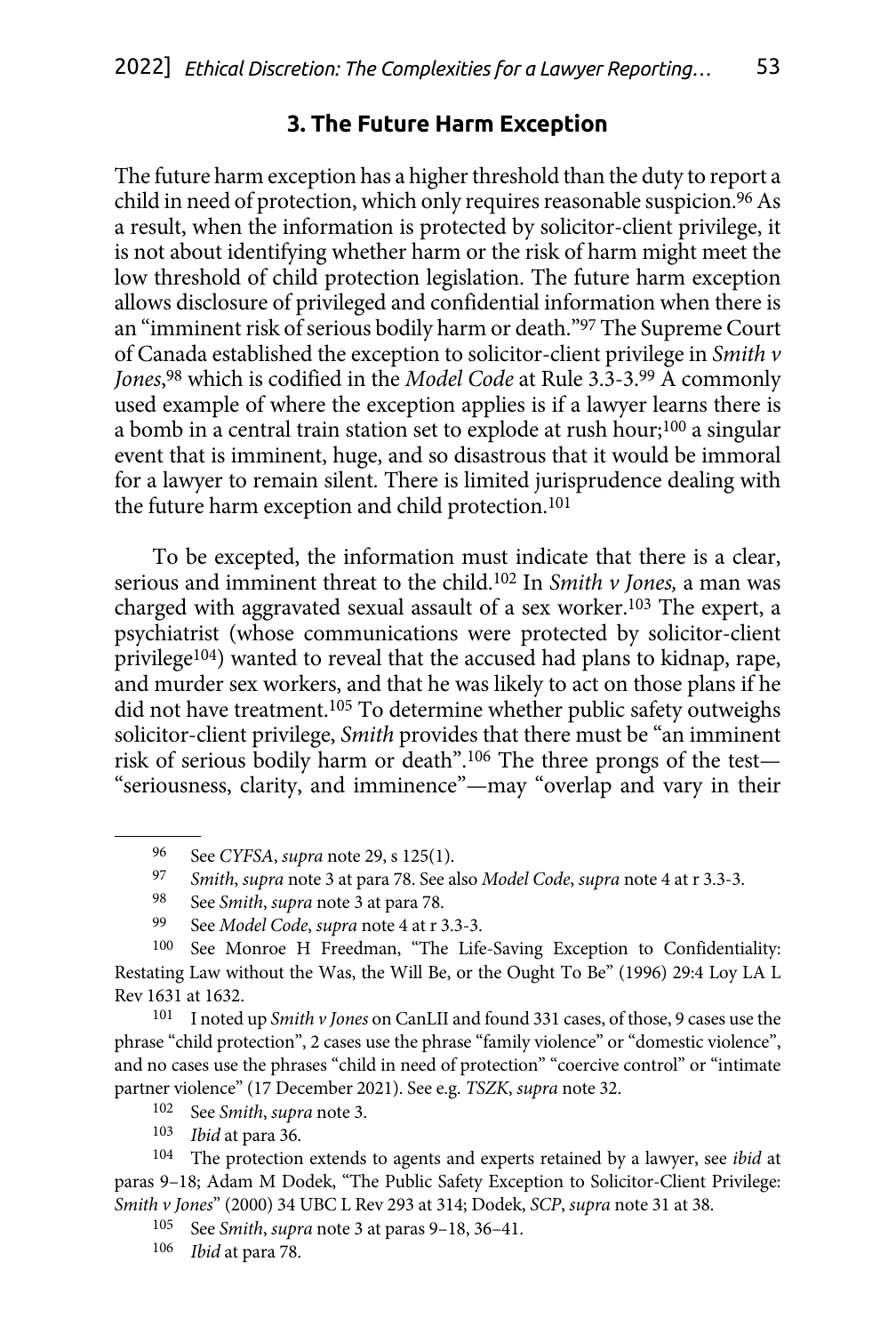## 3. The Future Harm Exception

The future harm exception has a higher threshold than the duty to report a child in need of protection, which only requires reasonable suspicion.[96] As a result, when the information is protected by solicitor-client privilege, it is not about identifying whether harm or the risk of harm might meet the low threshold of child protection legislation. The future harm exception allows disclosure of privileged and confidential information when there is an "imminent risk of serious bodily harm or death."[97] The Supreme Court of Canada established the exception to solicitor-client privilege in *Smith v Jones*,[98] which is codified in the *Model Code* at Rule 3.3-3.[99] A commonly used example of where the exception applies is if a lawyer learns there is a bomb in a central train station set to explode at rush hour;[100] a singular event that is imminent, huge, and so disastrous that it would be immoral for a lawyer to remain silent. There is limited jurisprudence dealing with the future harm exception and child protection.[101]

To be excepted, the information must indicate that there is a clear, serious and imminent threat to the child.[102] In *Smith v Jones,* a man was charged with aggravated sexual assault of a sex worker.[103] The expert, a psychiatrist (whose communications were protected by solicitor-client privilege[104]) wanted to reveal that the accused had plans to kidnap, rape, and murder sex workers, and that he was likely to act on those plans if he did not have treatment.[105] To determine whether public safety outweighs solicitor-client privilege, *Smith* provides that there must be "an imminent risk of serious bodily harm or death".[106] The three prongs of the test—"seriousness, clarity, and imminence"—may "overlap and vary in their

---

[96] See *CYFSA*, *supra* note 29, s 125(1).

[97] *Smith*, *supra* note 3 at para 78. See also *Model Code*, *supra* note 4 at r 3.3-3.

[98] See *Smith*, *supra* note 3 at para 78.

[99] See *Model Code*, *supra* note 4 at r 3.3-3.

[100] See Monroe H Freedman, "The Life-Saving Exception to Confidentiality: Restating Law without the Was, the Will Be, or the Ought To Be" (1996) 29:4 Loy LA L Rev 1631 at 1632.

[101] I noted up *Smith v Jones* on CanLII and found 331 cases, of those, 9 cases use the phrase "child protection", 2 cases use the phrase "family violence" or "domestic violence", and no cases use the phrases "child in need of protection" "coercive control" or "intimate partner violence" (17 December 2021). See e.g. *TSZK*, *supra* note 32.

[102] See *Smith*, *supra* note 3.

[103] *Ibid* at para 36.

[104] The protection extends to agents and experts retained by a lawyer, see *ibid* at paras 9–18; Adam M Dodek, "The Public Safety Exception to Solicitor-Client Privilege: *Smith v Jones*" (2000) 34 UBC L Rev 293 at 314; Dodek, *SCP*, *supra* note 31 at 38.

[105] See *Smith*, *supra* note 3 at paras 9–18, 36–41.

[106] *Ibid* at para 78.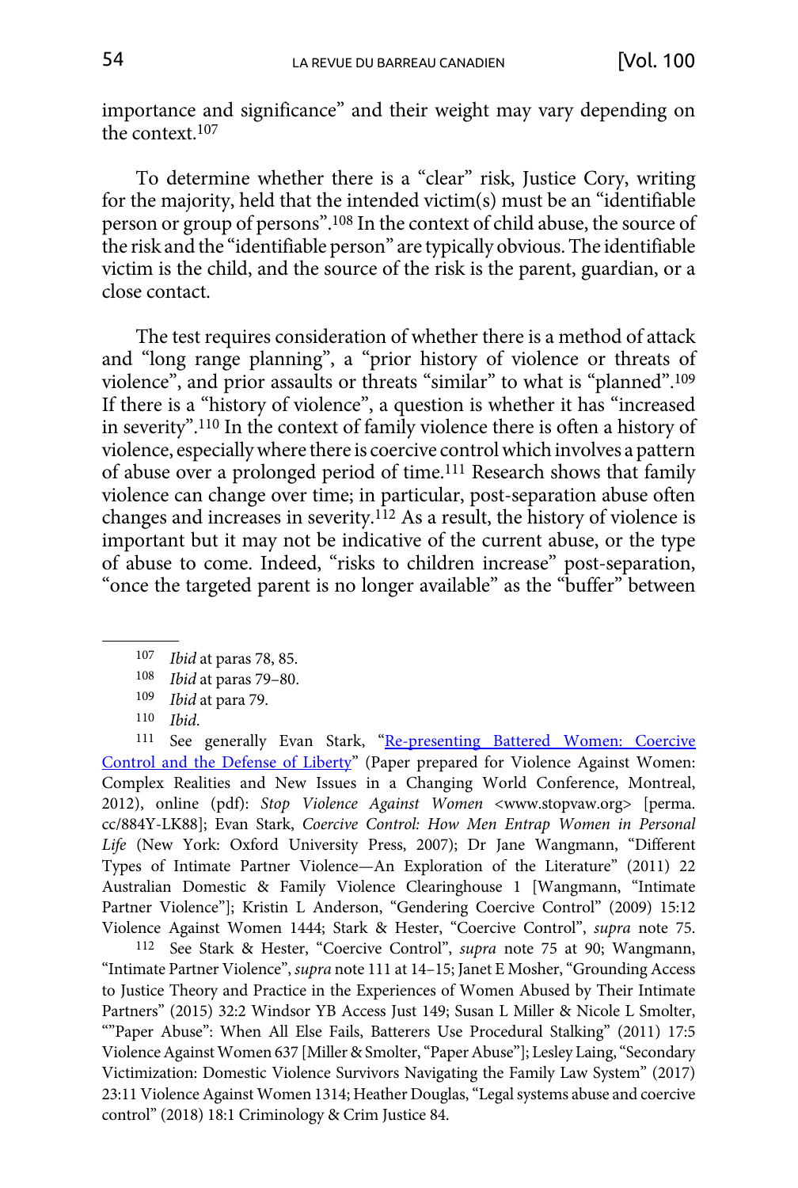importance and significance" and their weight may vary depending on the context.[107]

To determine whether there is a "clear" risk, Justice Cory, writing for the majority, held that the intended victim(s) must be an "identifiable person or group of persons".[108] In the context of child abuse, the source of the risk and the "identifiable person" are typically obvious. The identifiable victim is the child, and the source of the risk is the parent, guardian, or a close contact.

The test requires consideration of whether there is a method of attack and "long range planning", a "prior history of violence or threats of violence", and prior assaults or threats "similar" to what is "planned".[109] If there is a "history of violence", a question is whether it has "increased in severity".[110] In the context of family violence there is often a history of violence, especially where there is coercive control which involves a pattern of abuse over a prolonged period of time.[111] Research shows that family violence can change over time; in particular, post-separation abuse often changes and increases in severity.[112] As a result, the history of violence is important but it may not be indicative of the current abuse, or the type of abuse to come. Indeed, "risks to children increase" post-separation, "once the targeted parent is no longer available" as the "buffer" between

---

107 *Ibid* at paras 78, 85.

108 *Ibid* at paras 79–80.

109 *Ibid* at para 79.

110 *Ibid*.

111 See generally Evan Stark, "Re-presenting Battered Women: Coercive Control and the Defense of Liberty" (Paper prepared for Violence Against Women: Complex Realities and New Issues in a Changing World Conference, Montreal, 2012), online (pdf): *Stop Violence Against Women* <www.stopvaw.org> [perma.cc/884Y-LK88]; Evan Stark, *Coercive Control: How Men Entrap Women in Personal Life* (New York: Oxford University Press, 2007); Dr Jane Wangmann, "Different Types of Intimate Partner Violence—An Exploration of the Literature" (2011) 22 Australian Domestic & Family Violence Clearinghouse 1 [Wangmann, "Intimate Partner Violence"]; Kristin L Anderson, "Gendering Coercive Control" (2009) 15:12 Violence Against Women 1444; Stark & Hester, "Coercive Control", *supra* note 75.

112 See Stark & Hester, "Coercive Control", *supra* note 75 at 90; Wangmann, "Intimate Partner Violence", *supra* note 111 at 14–15; Janet E Mosher, "Grounding Access to Justice Theory and Practice in the Experiences of Women Abused by Their Intimate Partners" (2015) 32:2 Windsor YB Access Just 149; Susan L Miller & Nicole L Smolter, ""Paper Abuse": When All Else Fails, Batterers Use Procedural Stalking" (2011) 17:5 Violence Against Women 637 [Miller & Smolter, "Paper Abuse"]; Lesley Laing, "Secondary Victimization: Domestic Violence Survivors Navigating the Family Law System" (2017) 23:11 Violence Against Women 1314; Heather Douglas, "Legal systems abuse and coercive control" (2018) 18:1 Criminology & Crim Justice 84.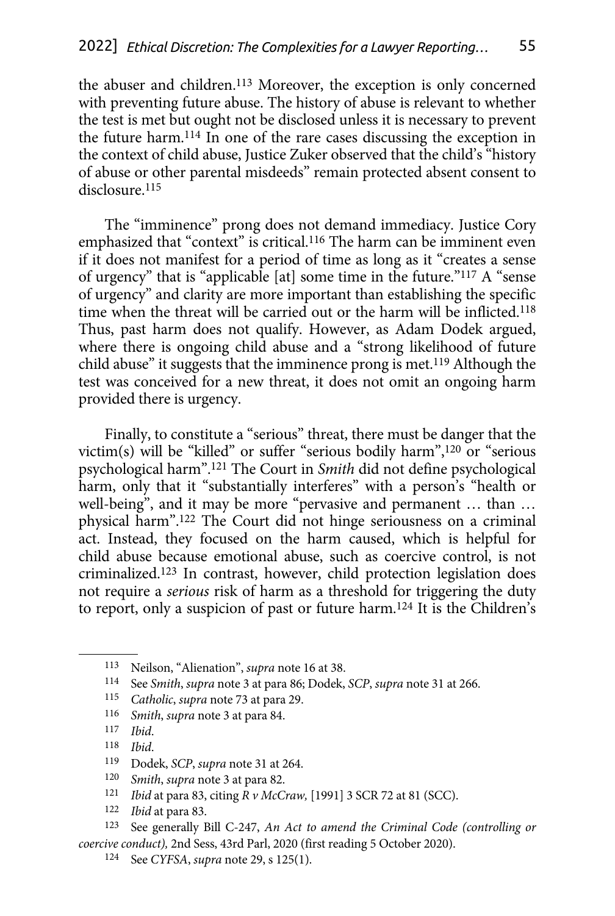the abuser and children.[113] Moreover, the exception is only concerned with preventing future abuse. The history of abuse is relevant to whether the test is met but ought not be disclosed unless it is necessary to prevent the future harm.[114] In one of the rare cases discussing the exception in the context of child abuse, Justice Zuker observed that the child's "history of abuse or other parental misdeeds" remain protected absent consent to disclosure.[115]

The "imminence" prong does not demand immediacy. Justice Cory emphasized that "context" is critical.[116] The harm can be imminent even if it does not manifest for a period of time as long as it "creates a sense of urgency" that is "applicable [at] some time in the future."[117] A "sense of urgency" and clarity are more important than establishing the specific time when the threat will be carried out or the harm will be inflicted.[118] Thus, past harm does not qualify. However, as Adam Dodek argued, where there is ongoing child abuse and a "strong likelihood of future child abuse" it suggests that the imminence prong is met.[119] Although the test was conceived for a new threat, it does not omit an ongoing harm provided there is urgency.

Finally, to constitute a "serious" threat, there must be danger that the victim(s) will be "killed" or suffer "serious bodily harm",[120] or "serious psychological harm".[121] The Court in *Smith* did not define psychological harm, only that it "substantially interferes" with a person's "health or well-being", and it may be more "pervasive and permanent … than … physical harm".[122] The Court did not hinge seriousness on a criminal act. Instead, they focused on the harm caused, which is helpful for child abuse because emotional abuse, such as coercive control, is not criminalized.[123] In contrast, however, child protection legislation does not require a *serious* risk of harm as a threshold for triggering the duty to report, only a suspicion of past or future harm.[124] It is the Children's

---

113 Neilson, "Alienation", *supra* note 16 at 38.

114 See *Smith*, *supra* note 3 at para 86; Dodek, *SCP*, *supra* note 31 at 266.

115 *Catholic*, *supra* note 73 at para 29.

116 *Smith*, *supra* note 3 at para 84.

117 *Ibid.*

118 *Ibid.*

119 Dodek, *SCP*, *supra* note 31 at 264.

120 *Smith*, *supra* note 3 at para 82.

121 *Ibid* at para 83, citing *R v McCraw,* [1991] 3 SCR 72 at 81 (SCC).

122 *Ibid* at para 83.

123 See generally Bill C-247, *An Act to amend the Criminal Code (controlling or coercive conduct),* 2nd Sess, 43rd Parl, 2020 (first reading 5 October 2020).

124 See *CYFSA*, *supra* note 29, s 125(1).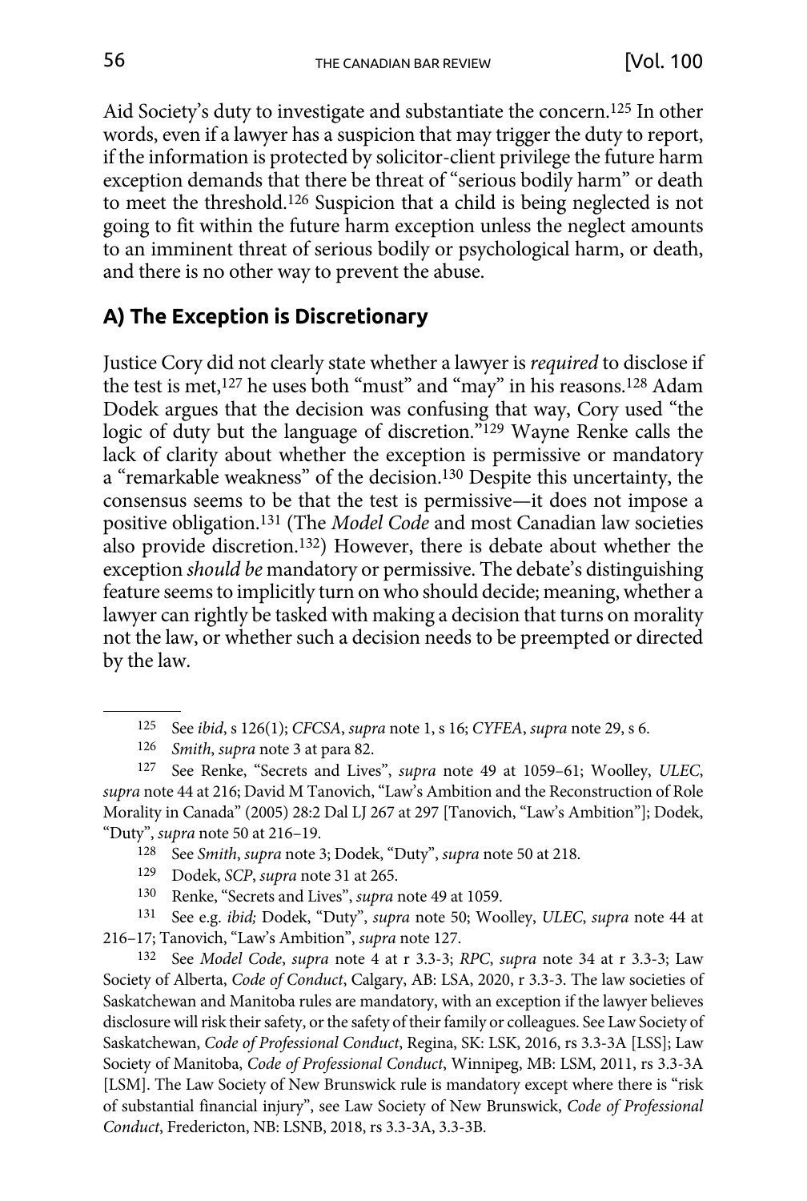Aid Society's duty to investigate and substantiate the concern.[125] In other words, even if a lawyer has a suspicion that may trigger the duty to report, if the information is protected by solicitor-client privilege the future harm exception demands that there be threat of "serious bodily harm" or death to meet the threshold.[126] Suspicion that a child is being neglected is not going to fit within the future harm exception unless the neglect amounts to an imminent threat of serious bodily or psychological harm, or death, and there is no other way to prevent the abuse.

### A) The Exception is Discretionary

Justice Cory did not clearly state whether a lawyer is *required* to disclose if the test is met,[127] he uses both "must" and "may" in his reasons.[128] Adam Dodek argues that the decision was confusing that way, Cory used "the logic of duty but the language of discretion."[129] Wayne Renke calls the lack of clarity about whether the exception is permissive or mandatory a "remarkable weakness" of the decision.[130] Despite this uncertainty, the consensus seems to be that the test is permissive—it does not impose a positive obligation.[131] (The *Model Code* and most Canadian law societies also provide discretion.[132]) However, there is debate about whether the exception *should be* mandatory or permissive. The debate's distinguishing feature seems to implicitly turn on who should decide; meaning, whether a lawyer can rightly be tasked with making a decision that turns on morality not the law, or whether such a decision needs to be preempted or directed by the law.

---

[125] See *ibid*, s 126(1); *CFCSA*, *supra* note 1, s 16; *CYFEA*, *supra* note 29, s 6.

[126] *Smith*, *supra* note 3 at para 82.

[127] See Renke, "Secrets and Lives", *supra* note 49 at 1059–61; Woolley, *ULEC*, *supra* note 44 at 216; David M Tanovich, "Law's Ambition and the Reconstruction of Role Morality in Canada" (2005) 28:2 Dal LJ 267 at 297 [Tanovich, "Law's Ambition"]; Dodek, "Duty", *supra* note 50 at 216–19.

[128] See *Smith*, *supra* note 3; Dodek, "Duty", *supra* note 50 at 218.

[129] Dodek, *SCP*, *supra* note 31 at 265.

[130] Renke, "Secrets and Lives", *supra* note 49 at 1059.

[131] See e.g. *ibid;* Dodek, "Duty", *supra* note 50; Woolley, *ULEC*, *supra* note 44 at 216–17; Tanovich, "Law's Ambition", *supra* note 127.

[132] See *Model Code*, *supra* note 4 at r 3.3-3; *RPC*, *supra* note 34 at r 3.3-3; Law Society of Alberta, *Code of Conduct*, Calgary, AB: LSA, 2020, r 3.3-3. The law societies of Saskatchewan and Manitoba rules are mandatory, with an exception if the lawyer believes disclosure will risk their safety, or the safety of their family or colleagues. See Law Society of Saskatchewan, *Code of Professional Conduct*, Regina, SK: LSK, 2016, rs 3.3-3A [LSS]; Law Society of Manitoba, *Code of Professional Conduct*, Winnipeg, MB: LSM, 2011, rs 3.3-3A [LSM]. The Law Society of New Brunswick rule is mandatory except where there is "risk of substantial financial injury", see Law Society of New Brunswick, *Code of Professional Conduct*, Fredericton, NB: LSNB, 2018, rs 3.3-3A, 3.3-3B.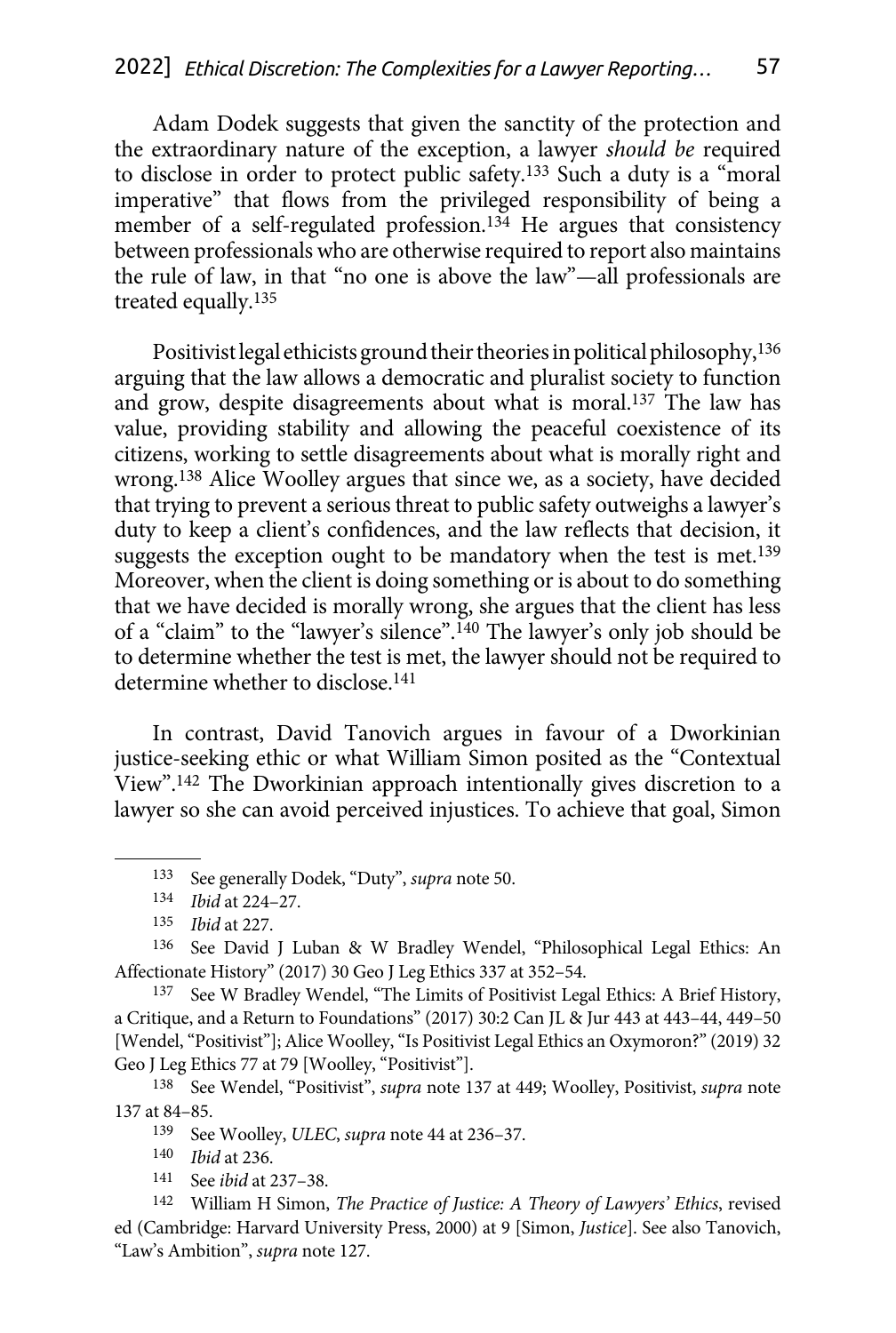Adam Dodek suggests that given the sanctity of the protection and the extraordinary nature of the exception, a lawyer *should be* required to disclose in order to protect public safety.[133] Such a duty is a "moral imperative" that flows from the privileged responsibility of being a member of a self-regulated profession.[134] He argues that consistency between professionals who are otherwise required to report also maintains the rule of law, in that "no one is above the law"—all professionals are treated equally.[135]

Positivist legal ethicists ground their theories in political philosophy,[136] arguing that the law allows a democratic and pluralist society to function and grow, despite disagreements about what is moral.[137] The law has value, providing stability and allowing the peaceful coexistence of its citizens, working to settle disagreements about what is morally right and wrong.[138] Alice Woolley argues that since we, as a society, have decided that trying to prevent a serious threat to public safety outweighs a lawyer's duty to keep a client's confidences, and the law reflects that decision, it suggests the exception ought to be mandatory when the test is met.[139] Moreover, when the client is doing something or is about to do something that we have decided is morally wrong, she argues that the client has less of a "claim" to the "lawyer's silence".[140] The lawyer's only job should be to determine whether the test is met, the lawyer should not be required to determine whether to disclose.[141]

In contrast, David Tanovich argues in favour of a Dworkinian justice-seeking ethic or what William Simon posited as the "Contextual View".[142] The Dworkinian approach intentionally gives discretion to a lawyer so she can avoid perceived injustices. To achieve that goal, Simon

---

133 See generally Dodek, "Duty", *supra* note 50.

134 *Ibid* at 224–27.

135 *Ibid* at 227.

136 See David J Luban & W Bradley Wendel, "Philosophical Legal Ethics: An Affectionate History" (2017) 30 Geo J Leg Ethics 337 at 352–54.

137 See W Bradley Wendel, "The Limits of Positivist Legal Ethics: A Brief History, a Critique, and a Return to Foundations" (2017) 30:2 Can JL & Jur 443 at 443–44, 449–50 [Wendel, "Positivist"]; Alice Woolley, "Is Positivist Legal Ethics an Oxymoron?" (2019) 32 Geo J Leg Ethics 77 at 79 [Woolley, "Positivist"].

138 See Wendel, "Positivist", *supra* note 137 at 449; Woolley, Positivist, *supra* note 137 at 84–85.

139 See Woolley, *ULEC*, *supra* note 44 at 236–37.

140 *Ibid* at 236.

141 See *ibid* at 237–38.

142 William H Simon, *The Practice of Justice: A Theory of Lawyers' Ethics*, revised ed (Cambridge: Harvard University Press, 2000) at 9 [Simon, *Justice*]. See also Tanovich, "Law's Ambition", *supra* note 127.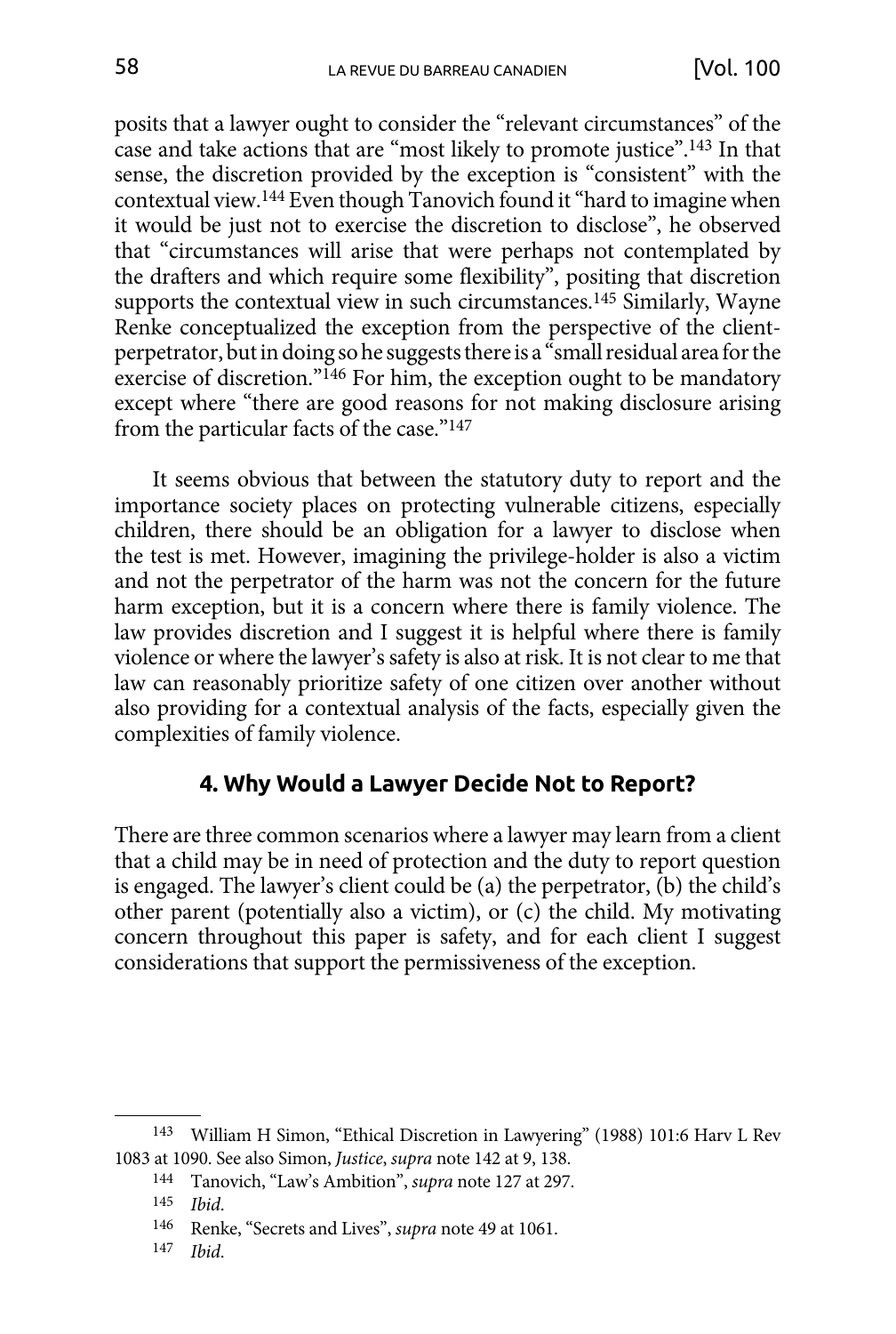posits that a lawyer ought to consider the "relevant circumstances" of the case and take actions that are "most likely to promote justice".[143] In that sense, the discretion provided by the exception is "consistent" with the contextual view.[144] Even though Tanovich found it "hard to imagine when it would be just not to exercise the discretion to disclose", he observed that "circumstances will arise that were perhaps not contemplated by the drafters and which require some flexibility", positing that discretion supports the contextual view in such circumstances.[145] Similarly, Wayne Renke conceptualized the exception from the perspective of the client-perpetrator, but in doing so he suggests there is a "small residual area for the exercise of discretion."[146] For him, the exception ought to be mandatory except where "there are good reasons for not making disclosure arising from the particular facts of the case."[147]

It seems obvious that between the statutory duty to report and the importance society places on protecting vulnerable citizens, especially children, there should be an obligation for a lawyer to disclose when the test is met. However, imagining the privilege-holder is also a victim and not the perpetrator of the harm was not the concern for the future harm exception, but it is a concern where there is family violence. The law provides discretion and I suggest it is helpful where there is family violence or where the lawyer's safety is also at risk. It is not clear to me that law can reasonably prioritize safety of one citizen over another without also providing for a contextual analysis of the facts, especially given the complexities of family violence.

## 4. Why Would a Lawyer Decide Not to Report?

There are three common scenarios where a lawyer may learn from a client that a child may be in need of protection and the duty to report question is engaged. The lawyer's client could be (a) the perpetrator, (b) the child's other parent (potentially also a victim), or (c) the child. My motivating concern throughout this paper is safety, and for each client I suggest considerations that support the permissiveness of the exception.

---

[143] William H Simon, "Ethical Discretion in Lawyering" (1988) 101:6 Harv L Rev 1083 at 1090. See also Simon, *Justice*, *supra* note 142 at 9, 138.

[144] Tanovich, "Law's Ambition", *supra* note 127 at 297.

[145] *Ibid.*

[146] Renke, "Secrets and Lives", *supra* note 49 at 1061.

[147] *Ibid.*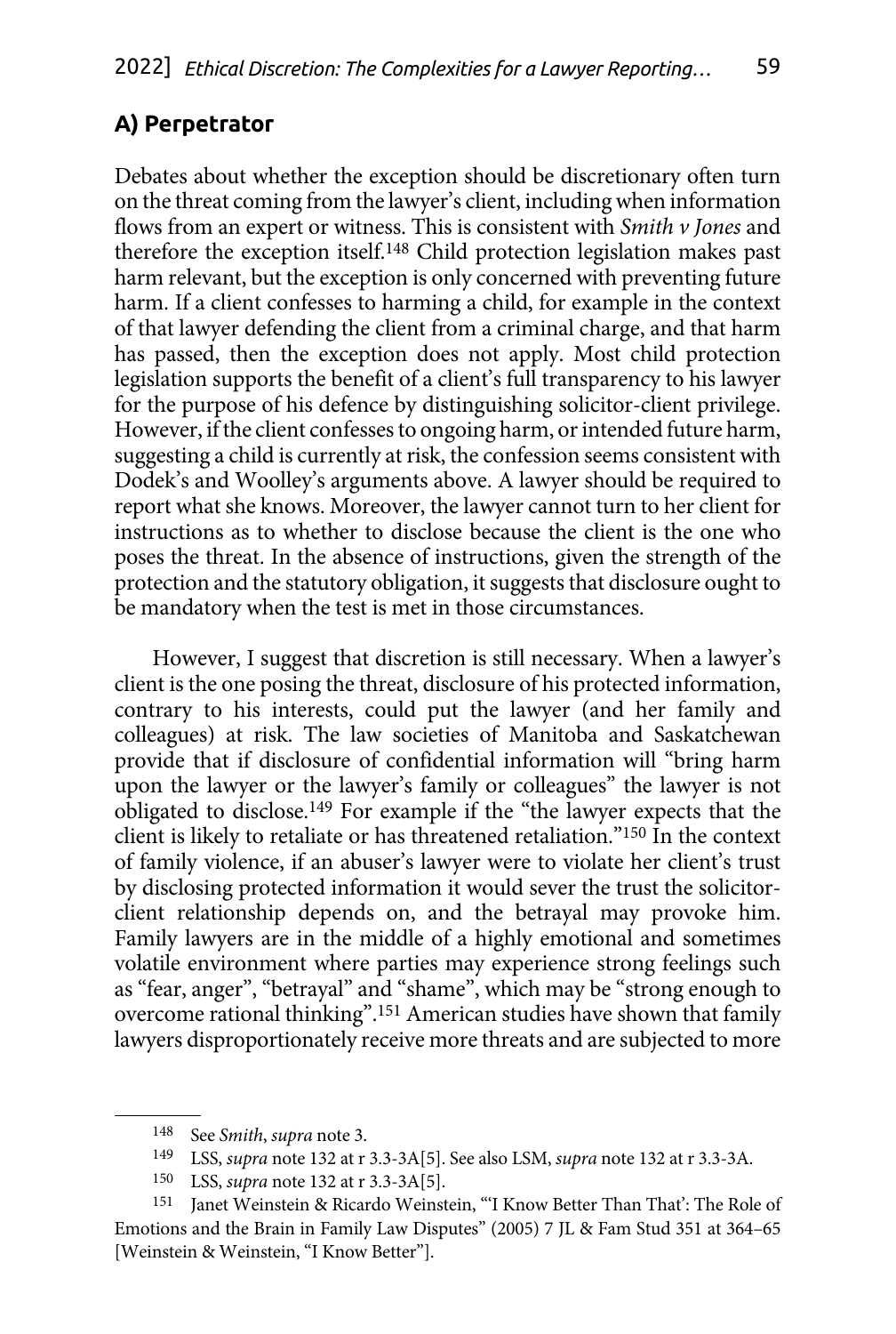## A) Perpetrator

Debates about whether the exception should be discretionary often turn on the threat coming from the lawyer's client, including when information flows from an expert or witness. This is consistent with *Smith v Jones* and therefore the exception itself.[148] Child protection legislation makes past harm relevant, but the exception is only concerned with preventing future harm. If a client confesses to harming a child, for example in the context of that lawyer defending the client from a criminal charge, and that harm has passed, then the exception does not apply. Most child protection legislation supports the benefit of a client's full transparency to his lawyer for the purpose of his defence by distinguishing solicitor-client privilege. However, if the client confesses to ongoing harm, or intended future harm, suggesting a child is currently at risk, the confession seems consistent with Dodek's and Woolley's arguments above. A lawyer should be required to report what she knows. Moreover, the lawyer cannot turn to her client for instructions as to whether to disclose because the client is the one who poses the threat. In the absence of instructions, given the strength of the protection and the statutory obligation, it suggests that disclosure ought to be mandatory when the test is met in those circumstances.

However, I suggest that discretion is still necessary. When a lawyer's client is the one posing the threat, disclosure of his protected information, contrary to his interests, could put the lawyer (and her family and colleagues) at risk. The law societies of Manitoba and Saskatchewan provide that if disclosure of confidential information will "bring harm upon the lawyer or the lawyer's family or colleagues" the lawyer is not obligated to disclose.[149] For example if the "the lawyer expects that the client is likely to retaliate or has threatened retaliation."[150] In the context of family violence, if an abuser's lawyer were to violate her client's trust by disclosing protected information it would sever the trust the solicitor-client relationship depends on, and the betrayal may provoke him. Family lawyers are in the middle of a highly emotional and sometimes volatile environment where parties may experience strong feelings such as "fear, anger", "betrayal" and "shame", which may be "strong enough to overcome rational thinking".[151] American studies have shown that family lawyers disproportionately receive more threats and are subjected to more

---

148 See *Smith*, *supra* note 3.

149 LSS, *supra* note 132 at r 3.3-3A[5]. See also LSM, *supra* note 132 at r 3.3-3A.

150 LSS, *supra* note 132 at r 3.3-3A[5].

151 Janet Weinstein & Ricardo Weinstein, "'I Know Better Than That': The Role of Emotions and the Brain in Family Law Disputes" (2005) 7 JL & Fam Stud 351 at 364–65 [Weinstein & Weinstein, "I Know Better"].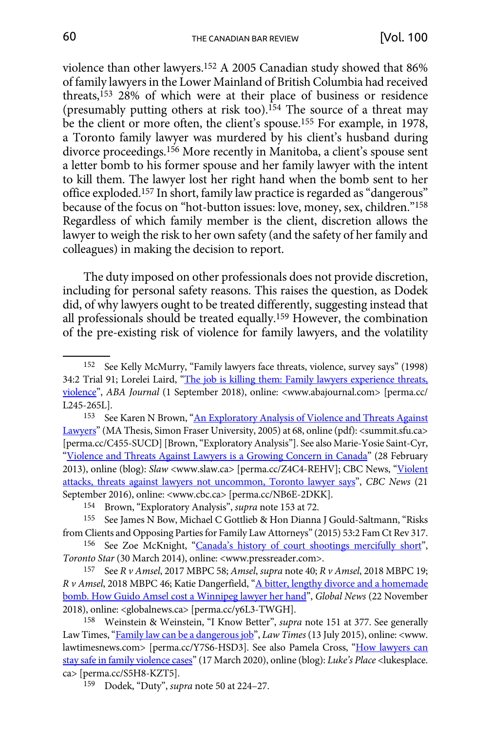violence than other lawyers.[152] A 2005 Canadian study showed that 86% of family lawyers in the Lower Mainland of British Columbia had received threats,[153] 28% of which were at their place of business or residence (presumably putting others at risk too).[154] The source of a threat may be the client or more often, the client's spouse.[155] For example, in 1978, a Toronto family lawyer was murdered by his client's husband during divorce proceedings.[156] More recently in Manitoba, a client's spouse sent a letter bomb to his former spouse and her family lawyer with the intent to kill them. The lawyer lost her right hand when the bomb sent to her office exploded.[157] In short, family law practice is regarded as "dangerous" because of the focus on "hot-button issues: love, money, sex, children."[158] Regardless of which family member is the client, discretion allows the lawyer to weigh the risk to her own safety (and the safety of her family and colleagues) in making the decision to report.

The duty imposed on other professionals does not provide discretion, including for personal safety reasons. This raises the question, as Dodek did, of why lawyers ought to be treated differently, suggesting instead that all professionals should be treated equally.[159] However, the combination of the pre-existing risk of violence for family lawyers, and the volatility

---

[152] See Kelly McMurry, "Family lawyers face threats, violence, survey says" (1998) 34:2 Trial 91; Lorelei Laird, "The job is killing them: Family lawyers experience threats, violence", *ABA Journal* (1 September 2018), online: <www.abajournal.com> [perma.cc/L245-265L].

[153] See Karen N Brown, "An Exploratory Analysis of Violence and Threats Against Lawyers" (MA Thesis, Simon Fraser University, 2005) at 68, online (pdf): <summit.sfu.ca> [perma.cc/C455-SUCD] [Brown, "Exploratory Analysis"]. See also Marie-Yosie Saint-Cyr, "Violence and Threats Against Lawyers is a Growing Concern in Canada" (28 February 2013), online (blog): *Slaw* <www.slaw.ca> [perma.cc/Z4C4-REHV]; CBC News, "Violent attacks, threats against lawyers not uncommon, Toronto lawyer says", *CBC News* (21 September 2016), online: <www.cbc.ca> [perma.cc/NB6E-2DKK].

[154] Brown, "Exploratory Analysis", *supra* note 153 at 72.

[155] See James N Bow, Michael C Gottlieb & Hon Dianna J Gould-Saltmann, "Risks from Clients and Opposing Parties for Family Law Attorneys" (2015) 53:2 Fam Ct Rev 317.

[156] See Zoe McKnight, "Canada's history of court shootings mercifully short", *Toronto Star* (30 March 2014), online: <www.pressreader.com>.

[157] See *R v Amsel*, 2017 MBPC 58; *Amsel*, *supra* note 40; *R v Amsel*, 2018 MBPC 19; *R v Amsel*, 2018 MBPC 46; Katie Dangerfield, "A bitter, lengthy divorce and a homemade bomb. How Guido Amsel cost a Winnipeg lawyer her hand", *Global News* (22 November 2018), online: <globalnews.ca> [perma.cc/y6L3-TWGH].

[158] Weinstein & Weinstein, "I Know Better", *supra* note 151 at 377. See generally Law Times, "Family law can be a dangerous job", *Law Times* (13 July 2015), online: <www.lawtimesnews.com> [perma.cc/Y7S6-HSD3]. See also Pamela Cross, "How lawyers can stay safe in family violence cases" (17 March 2020), online (blog): *Luke's Place* <lukesplace.ca> [perma.cc/S5H8-KZT5].

[159] Dodek, "Duty", *supra* note 50 at 224–27.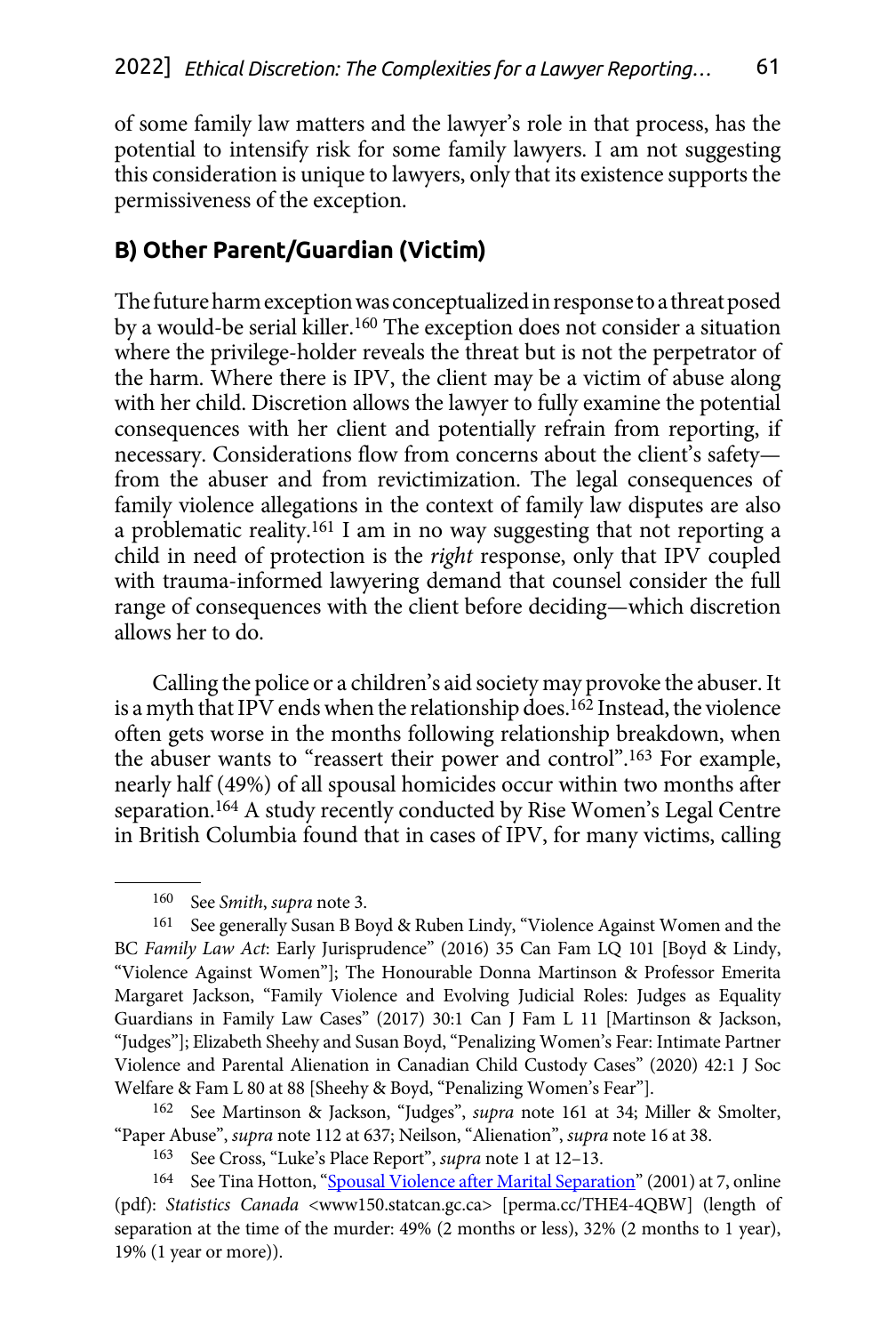of some family law matters and the lawyer's role in that process, has the potential to intensify risk for some family lawyers. I am not suggesting this consideration is unique to lawyers, only that its existence supports the permissiveness of the exception.

## B) Other Parent/Guardian (Victim)

The future harm exception was conceptualized in response to a threat posed by a would-be serial killer.[160] The exception does not consider a situation where the privilege-holder reveals the threat but is not the perpetrator of the harm. Where there is IPV, the client may be a victim of abuse along with her child. Discretion allows the lawyer to fully examine the potential consequences with her client and potentially refrain from reporting, if necessary. Considerations flow from concerns about the client's safety—from the abuser and from revictimization. The legal consequences of family violence allegations in the context of family law disputes are also a problematic reality.[161] I am in no way suggesting that not reporting a child in need of protection is the *right* response, only that IPV coupled with trauma-informed lawyering demand that counsel consider the full range of consequences with the client before deciding—which discretion allows her to do.

Calling the police or a children's aid society may provoke the abuser. It is a myth that IPV ends when the relationship does.[162] Instead, the violence often gets worse in the months following relationship breakdown, when the abuser wants to "reassert their power and control".[163] For example, nearly half (49%) of all spousal homicides occur within two months after separation.[164] A study recently conducted by Rise Women's Legal Centre in British Columbia found that in cases of IPV, for many victims, calling

---

160 See *Smith*, *supra* note 3.

161 See generally Susan B Boyd & Ruben Lindy, "Violence Against Women and the BC *Family Law Act*: Early Jurisprudence" (2016) 35 Can Fam LQ 101 [Boyd & Lindy, "Violence Against Women"]; The Honourable Donna Martinson & Professor Emerita Margaret Jackson, "Family Violence and Evolving Judicial Roles: Judges as Equality Guardians in Family Law Cases" (2017) 30:1 Can J Fam L 11 [Martinson & Jackson, "Judges"]; Elizabeth Sheehy and Susan Boyd, "Penalizing Women's Fear: Intimate Partner Violence and Parental Alienation in Canadian Child Custody Cases" (2020) 42:1 J Soc Welfare & Fam L 80 at 88 [Sheehy & Boyd, "Penalizing Women's Fear"].

162 See Martinson & Jackson, "Judges", *supra* note 161 at 34; Miller & Smolter, "Paper Abuse", *supra* note 112 at 637; Neilson, "Alienation", *supra* note 16 at 38.

163 See Cross, "Luke's Place Report", *supra* note 1 at 12–13.

164 See Tina Hotton, "Spousal Violence after Marital Separation" (2001) at 7, online (pdf): *Statistics Canada* <www150.statcan.gc.ca> [perma.cc/THE4-4QBW] (length of separation at the time of the murder: 49% (2 months or less), 32% (2 months to 1 year), 19% (1 year or more)).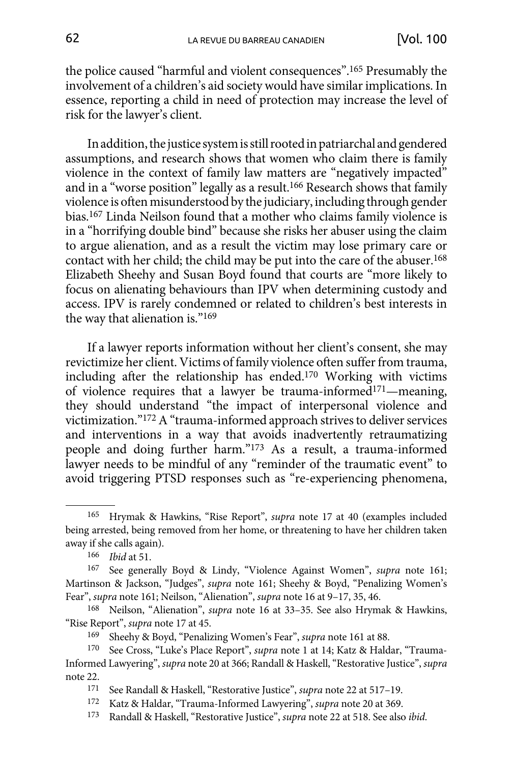the police caused "harmful and violent consequences".[165] Presumably the involvement of a children's aid society would have similar implications. In essence, reporting a child in need of protection may increase the level of risk for the lawyer's client.

In addition, the justice system is still rooted in patriarchal and gendered assumptions, and research shows that women who claim there is family violence in the context of family law matters are "negatively impacted" and in a "worse position" legally as a result.[166] Research shows that family violence is often misunderstood by the judiciary, including through gender bias.[167] Linda Neilson found that a mother who claims family violence is in a "horrifying double bind" because she risks her abuser using the claim to argue alienation, and as a result the victim may lose primary care or contact with her child; the child may be put into the care of the abuser.[168] Elizabeth Sheehy and Susan Boyd found that courts are "more likely to focus on alienating behaviours than IPV when determining custody and access. IPV is rarely condemned or related to children's best interests in the way that alienation is."[169]

If a lawyer reports information without her client's consent, she may revictimize her client. Victims of family violence often suffer from trauma, including after the relationship has ended.[170] Working with victims of violence requires that a lawyer be trauma-informed[171]—meaning, they should understand "the impact of interpersonal violence and victimization."[172] A "trauma-informed approach strives to deliver services and interventions in a way that avoids inadvertently retraumatizing people and doing further harm."[173] As a result, a trauma-informed lawyer needs to be mindful of any "reminder of the traumatic event" to avoid triggering PTSD responses such as "re-experiencing phenomena,

---

165 Hrymak & Hawkins, "Rise Report", *supra* note 17 at 40 (examples included being arrested, being removed from her home, or threatening to have her children taken away if she calls again).

166 *Ibid* at 51.

167 See generally Boyd & Lindy, "Violence Against Women", *supra* note 161; Martinson & Jackson, "Judges", *supra* note 161; Sheehy & Boyd, "Penalizing Women's Fear", *supra* note 161; Neilson, "Alienation", *supra* note 16 at 9–17, 35, 46.

168 Neilson, "Alienation", *supra* note 16 at 33–35. See also Hrymak & Hawkins, "Rise Report", *supra* note 17 at 45.

169 Sheehy & Boyd, "Penalizing Women's Fear", *supra* note 161 at 88.

170 See Cross, "Luke's Place Report", *supra* note 1 at 14; Katz & Haldar, "Trauma-Informed Lawyering", *supra* note 20 at 366; Randall & Haskell, "Restorative Justice", *supra* note 22.

171 See Randall & Haskell, "Restorative Justice", *supra* note 22 at 517–19.

172 Katz & Haldar, "Trauma-Informed Lawyering", *supra* note 20 at 369.

173 Randall & Haskell, "Restorative Justice", *supra* note 22 at 518. See also *ibid*.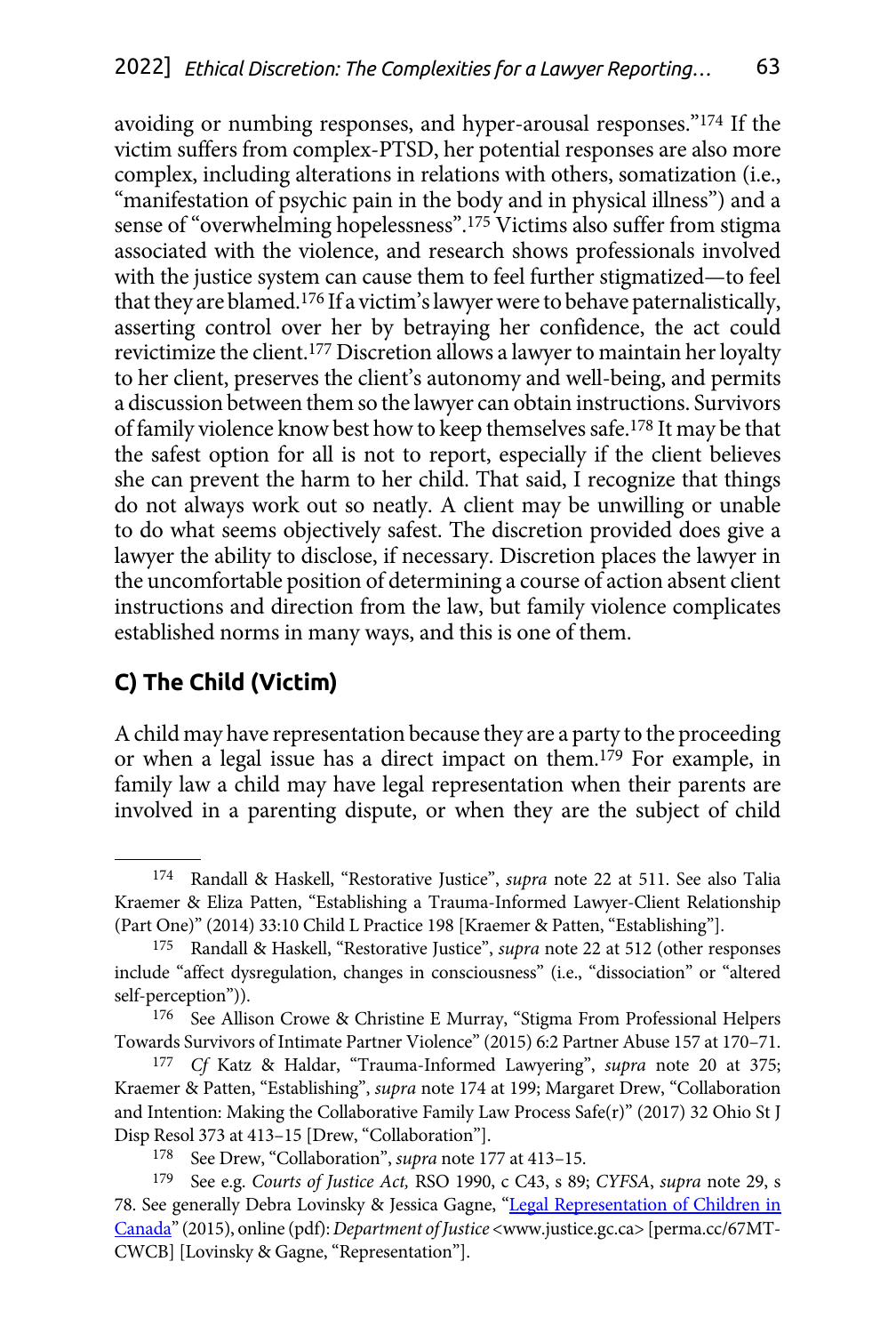avoiding or numbing responses, and hyper-arousal responses."[174] If the victim suffers from complex-PTSD, her potential responses are also more complex, including alterations in relations with others, somatization (i.e., "manifestation of psychic pain in the body and in physical illness") and a sense of "overwhelming hopelessness".[175] Victims also suffer from stigma associated with the violence, and research shows professionals involved with the justice system can cause them to feel further stigmatized—to feel that they are blamed.[176] If a victim's lawyer were to behave paternalistically, asserting control over her by betraying her confidence, the act could revictimize the client.[177] Discretion allows a lawyer to maintain her loyalty to her client, preserves the client's autonomy and well-being, and permits a discussion between them so the lawyer can obtain instructions. Survivors of family violence know best how to keep themselves safe.[178] It may be that the safest option for all is not to report, especially if the client believes she can prevent the harm to her child. That said, I recognize that things do not always work out so neatly. A client may be unwilling or unable to do what seems objectively safest. The discretion provided does give a lawyer the ability to disclose, if necessary. Discretion places the lawyer in the uncomfortable position of determining a course of action absent client instructions and direction from the law, but family violence complicates established norms in many ways, and this is one of them.

## C) The Child (Victim)

A child may have representation because they are a party to the proceeding or when a legal issue has a direct impact on them.[179] For example, in family law a child may have legal representation when their parents are involved in a parenting dispute, or when they are the subject of child

---

174 Randall & Haskell, "Restorative Justice", *supra* note 22 at 511. See also Talia Kraemer & Eliza Patten, "Establishing a Trauma-Informed Lawyer-Client Relationship (Part One)" (2014) 33:10 Child L Practice 198 [Kraemer & Patten, "Establishing"].

175 Randall & Haskell, "Restorative Justice", *supra* note 22 at 512 (other responses include "affect dysregulation, changes in consciousness" (i.e., "dissociation" or "altered self-perception")).

176 See Allison Crowe & Christine E Murray, "Stigma From Professional Helpers Towards Survivors of Intimate Partner Violence" (2015) 6:2 Partner Abuse 157 at 170–71.

177 *Cf* Katz & Haldar, "Trauma-Informed Lawyering", *supra* note 20 at 375; Kraemer & Patten, "Establishing", *supra* note 174 at 199; Margaret Drew, "Collaboration and Intention: Making the Collaborative Family Law Process Safe(r)" (2017) 32 Ohio St J Disp Resol 373 at 413–15 [Drew, "Collaboration"].

178 See Drew, "Collaboration", *supra* note 177 at 413–15.

179 See e.g. *Courts of Justice Act,* RSO 1990, c C43, s 89; *CYFSA*, *supra* note 29, s 78. See generally Debra Lovinsky & Jessica Gagne, "Legal Representation of Children in Canada" (2015), online (pdf): *Department of Justice* <www.justice.gc.ca> [perma.cc/67MT-CWCB] [Lovinsky & Gagne, "Representation"].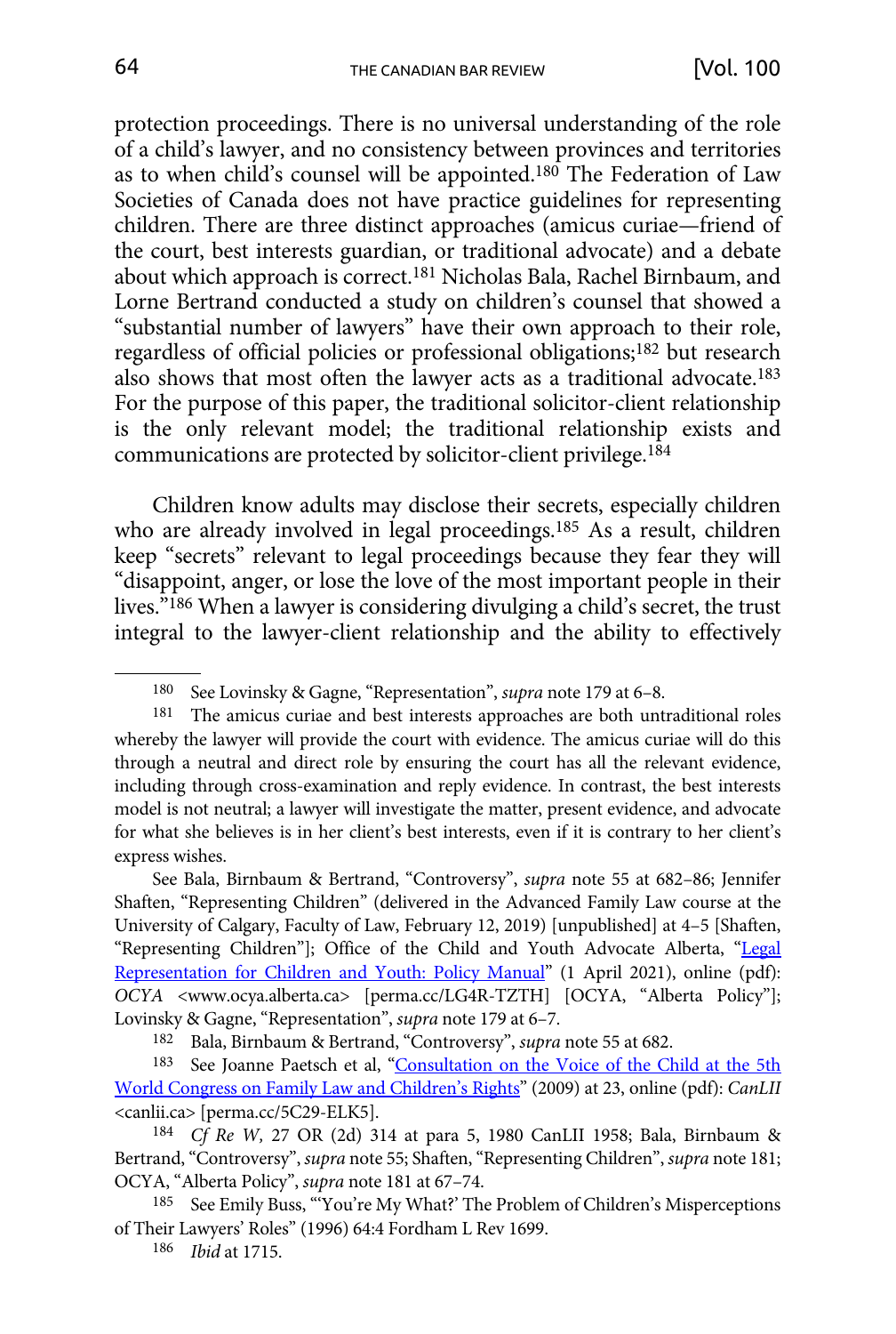protection proceedings. There is no universal understanding of the role of a child's lawyer, and no consistency between provinces and territories as to when child's counsel will be appointed.[180] The Federation of Law Societies of Canada does not have practice guidelines for representing children. There are three distinct approaches (amicus curiae—friend of the court, best interests guardian, or traditional advocate) and a debate about which approach is correct.[181] Nicholas Bala, Rachel Birnbaum, and Lorne Bertrand conducted a study on children's counsel that showed a "substantial number of lawyers" have their own approach to their role, regardless of official policies or professional obligations;[182] but research also shows that most often the lawyer acts as a traditional advocate.[183] For the purpose of this paper, the traditional solicitor-client relationship is the only relevant model; the traditional relationship exists and communications are protected by solicitor-client privilege.[184]

Children know adults may disclose their secrets, especially children who are already involved in legal proceedings.[185] As a result, children keep "secrets" relevant to legal proceedings because they fear they will "disappoint, anger, or lose the love of the most important people in their lives."[186] When a lawyer is considering divulging a child's secret, the trust integral to the lawyer-client relationship and the ability to effectively

---

180 See Lovinsky & Gagne, "Representation", *supra* note 179 at 6–8.

181 The amicus curiae and best interests approaches are both untraditional roles whereby the lawyer will provide the court with evidence. The amicus curiae will do this through a neutral and direct role by ensuring the court has all the relevant evidence, including through cross-examination and reply evidence. In contrast, the best interests model is not neutral; a lawyer will investigate the matter, present evidence, and advocate for what she believes is in her client's best interests, even if it is contrary to her client's express wishes.

See Bala, Birnbaum & Bertrand, "Controversy", *supra* note 55 at 682–86; Jennifer Shaften, "Representing Children" (delivered in the Advanced Family Law course at the University of Calgary, Faculty of Law, February 12, 2019) [unpublished] at 4–5 [Shaften, "Representing Children"]; Office of the Child and Youth Advocate Alberta, "Legal Representation for Children and Youth: Policy Manual" (1 April 2021), online (pdf): *OCYA* <www.ocya.alberta.ca> [perma.cc/LG4R-TZTH] [OCYA, "Alberta Policy"]; Lovinsky & Gagne, "Representation", *supra* note 179 at 6–7.

182 Bala, Birnbaum & Bertrand, "Controversy", *supra* note 55 at 682.

183 See Joanne Paetsch et al, "Consultation on the Voice of the Child at the 5th World Congress on Family Law and Children's Rights" (2009) at 23, online (pdf): *CanLII* <canlii.ca> [perma.cc/5C29-ELK5].

184 *Cf Re W*, 27 OR (2d) 314 at para 5, 1980 CanLII 1958; Bala, Birnbaum & Bertrand, "Controversy", *supra* note 55; Shaften, "Representing Children", *supra* note 181; OCYA, "Alberta Policy", *supra* note 181 at 67–74.

185 See Emily Buss, "'You're My What?' The Problem of Children's Misperceptions of Their Lawyers' Roles" (1996) 64:4 Fordham L Rev 1699.

186 *Ibid* at 1715.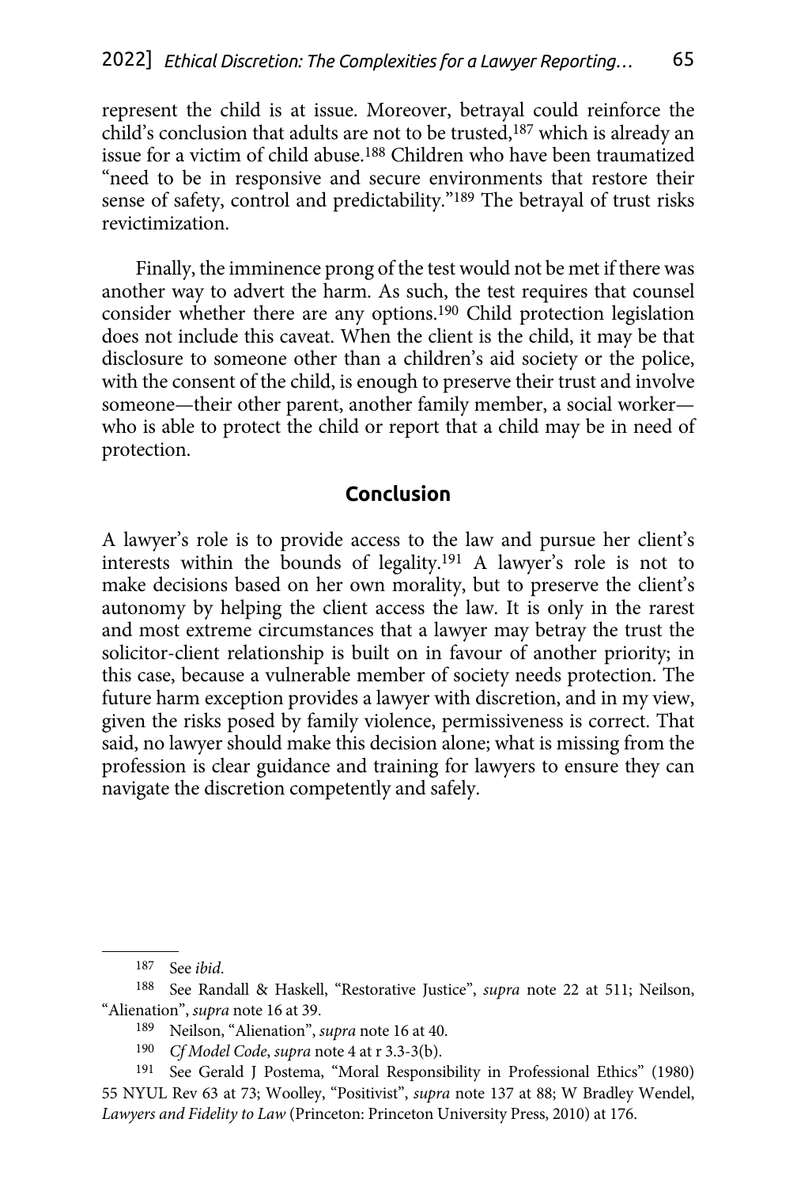represent the child is at issue. Moreover, betrayal could reinforce the child's conclusion that adults are not to be trusted,[187] which is already an issue for a victim of child abuse.[188] Children who have been traumatized "need to be in responsive and secure environments that restore their sense of safety, control and predictability."[189] The betrayal of trust risks revictimization.

Finally, the imminence prong of the test would not be met if there was another way to advert the harm. As such, the test requires that counsel consider whether there are any options.[190] Child protection legislation does not include this caveat. When the client is the child, it may be that disclosure to someone other than a children's aid society or the police, with the consent of the child, is enough to preserve their trust and involve someone—their other parent, another family member, a social worker—who is able to protect the child or report that a child may be in need of protection.

## Conclusion

A lawyer's role is to provide access to the law and pursue her client's interests within the bounds of legality.[191] A lawyer's role is not to make decisions based on her own morality, but to preserve the client's autonomy by helping the client access the law. It is only in the rarest and most extreme circumstances that a lawyer may betray the trust the solicitor-client relationship is built on in favour of another priority; in this case, because a vulnerable member of society needs protection. The future harm exception provides a lawyer with discretion, and in my view, given the risks posed by family violence, permissiveness is correct. That said, no lawyer should make this decision alone; what is missing from the profession is clear guidance and training for lawyers to ensure they can navigate the discretion competently and safely.

---

187 See *ibid*.

188 See Randall & Haskell, "Restorative Justice", *supra* note 22 at 511; Neilson, "Alienation", *supra* note 16 at 39.

189 Neilson, "Alienation", *supra* note 16 at 40.

190 *Cf Model Code*, *supra* note 4 at r 3.3-3(b).

191 See Gerald J Postema, "Moral Responsibility in Professional Ethics" (1980) 55 NYUL Rev 63 at 73; Woolley, "Positivist", *supra* note 137 at 88; W Bradley Wendel, *Lawyers and Fidelity to Law* (Princeton: Princeton University Press, 2010) at 176.